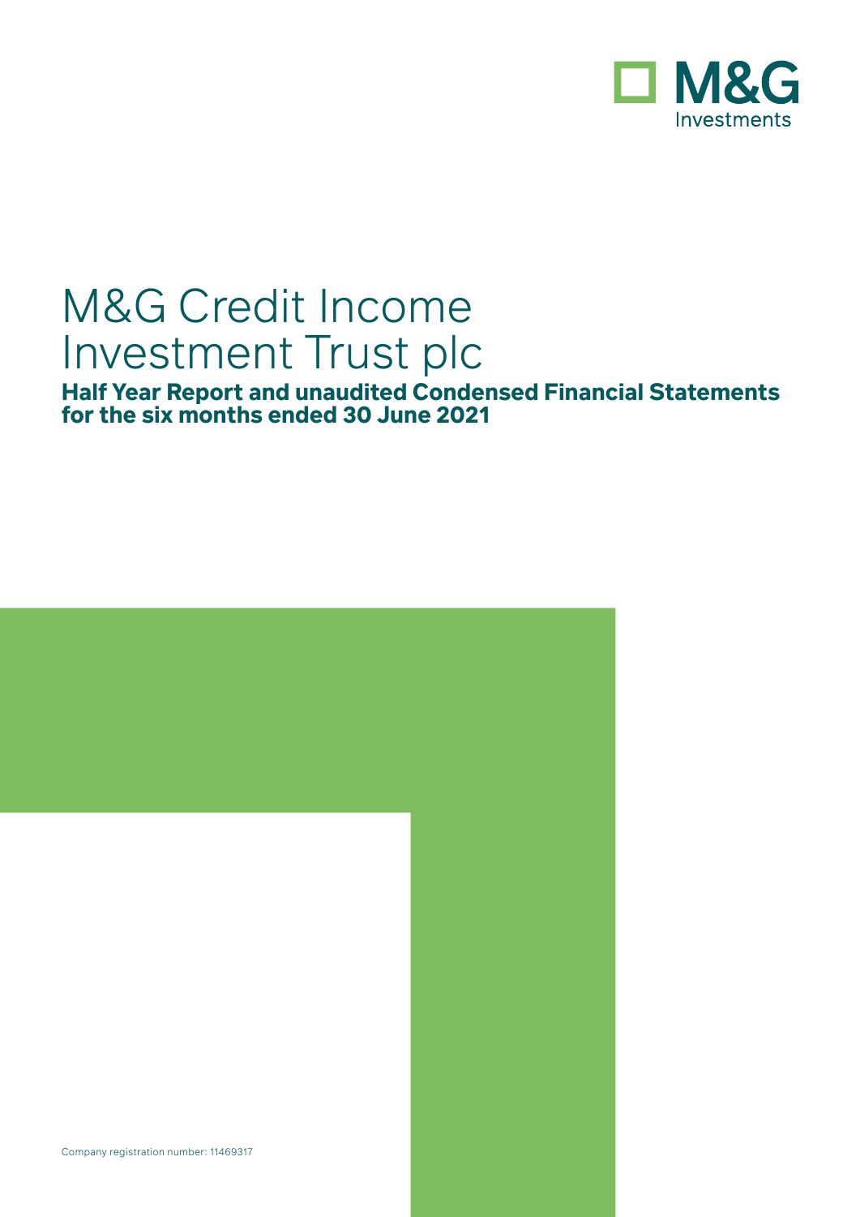M&G Investments

# M&G Credit Income Investment Trust plc

**Half Year Report and unaudited Condensed Financial Statements for the six months ended 30 June 2021**

Company registration number: 11469317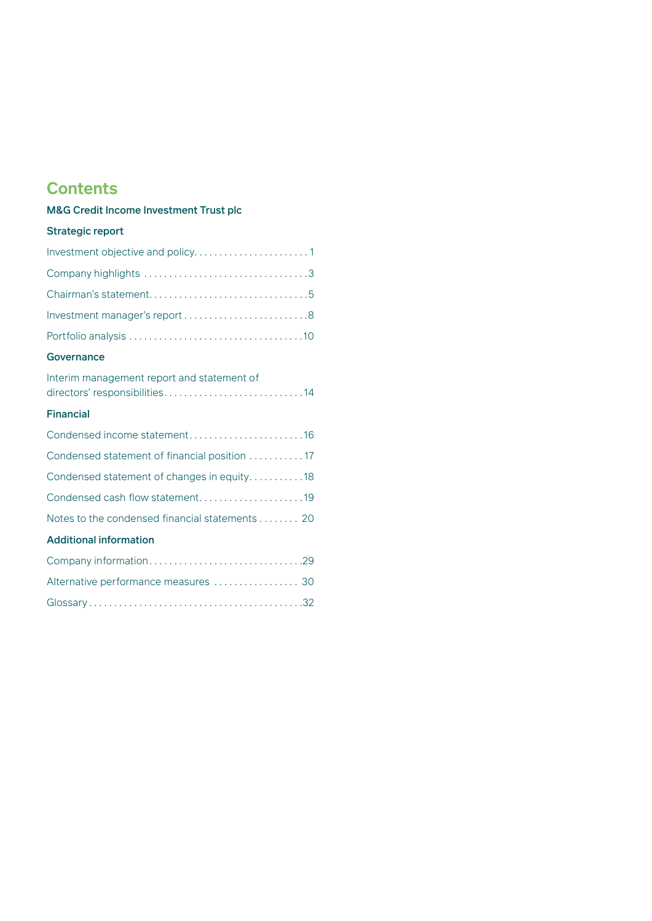# Contents

## M&G Credit Income Investment Trust plc

### Strategic report

Investment objective and policy 1

Company highlights 3

Chairman's statement 5

Investment manager's report 8

Portfolio analysis 10

### Governance

Interim management report and statement of directors' responsibilities 14

### Financial

Condensed income statement 16

Condensed statement of financial position 17

Condensed statement of changes in equity 18

Condensed cash flow statement 19

Notes to the condensed financial statements 20

### Additional information

Company information 29

Alternative performance measures 30

Glossary 32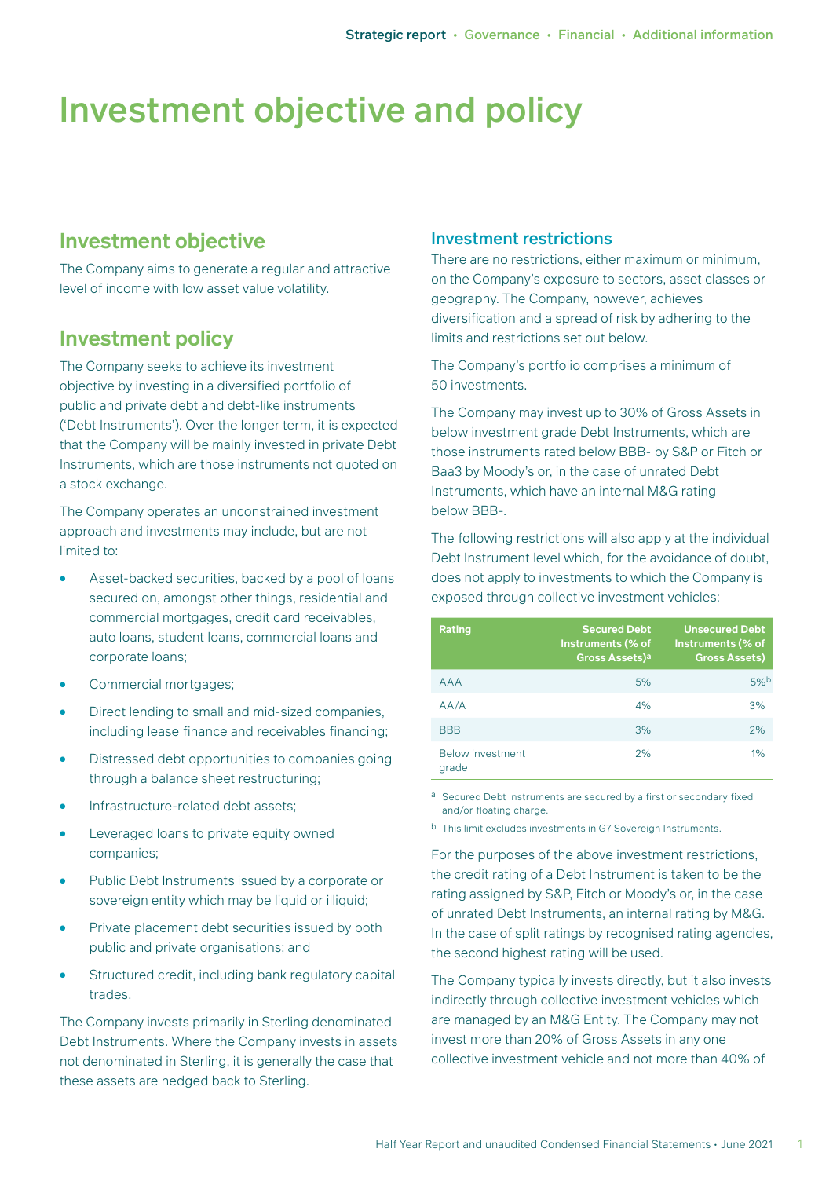# Investment objective and policy

## Investment objective

The Company aims to generate a regular and attractive level of income with low asset value volatility.

## Investment policy

The Company seeks to achieve its investment objective by investing in a diversified portfolio of public and private debt and debt-like instruments ('Debt Instruments'). Over the longer term, it is expected that the Company will be mainly invested in private Debt Instruments, which are those instruments not quoted on a stock exchange.

The Company operates an unconstrained investment approach and investments may include, but are not limited to:

- Asset-backed securities, backed by a pool of loans secured on, amongst other things, residential and commercial mortgages, credit card receivables, auto loans, student loans, commercial loans and corporate loans;
- Commercial mortgages;
- Direct lending to small and mid-sized companies, including lease finance and receivables financing;
- Distressed debt opportunities to companies going through a balance sheet restructuring;
- Infrastructure-related debt assets;
- Leveraged loans to private equity owned companies;
- Public Debt Instruments issued by a corporate or sovereign entity which may be liquid or illiquid;
- Private placement debt securities issued by both public and private organisations; and
- Structured credit, including bank regulatory capital trades.

The Company invests primarily in Sterling denominated Debt Instruments. Where the Company invests in assets not denominated in Sterling, it is generally the case that these assets are hedged back to Sterling.

### Investment restrictions

There are no restrictions, either maximum or minimum, on the Company's exposure to sectors, asset classes or geography. The Company, however, achieves diversification and a spread of risk by adhering to the limits and restrictions set out below.

The Company's portfolio comprises a minimum of 50 investments.

The Company may invest up to 30% of Gross Assets in below investment grade Debt Instruments, which are those instruments rated below BBB- by S&P or Fitch or Baa3 by Moody's or, in the case of unrated Debt Instruments, which have an internal M&G rating below BBB-.

The following restrictions will also apply at the individual Debt Instrument level which, for the avoidance of doubt, does not apply to investments to which the Company is exposed through collective investment vehicles:

| Rating | Secured Debt Instruments (% of Gross Assets)[a] | Unsecured Debt Instruments (% of Gross Assets) |
|---|---|---|
| AAA | 5% | 5%[b] |
| AA/A | 4% | 3% |
| BBB | 3% | 2% |
| Below investment grade | 2% | 1% |

[a] Secured Debt Instruments are secured by a first or secondary fixed and/or floating charge.

[b] This limit excludes investments in G7 Sovereign Instruments.

For the purposes of the above investment restrictions, the credit rating of a Debt Instrument is taken to be the rating assigned by S&P, Fitch or Moody's or, in the case of unrated Debt Instruments, an internal rating by M&G. In the case of split ratings by recognised rating agencies, the second highest rating will be used.

The Company typically invests directly, but it also invests indirectly through collective investment vehicles which are managed by an M&G Entity. The Company may not invest more than 20% of Gross Assets in any one collective investment vehicle and not more than 40% of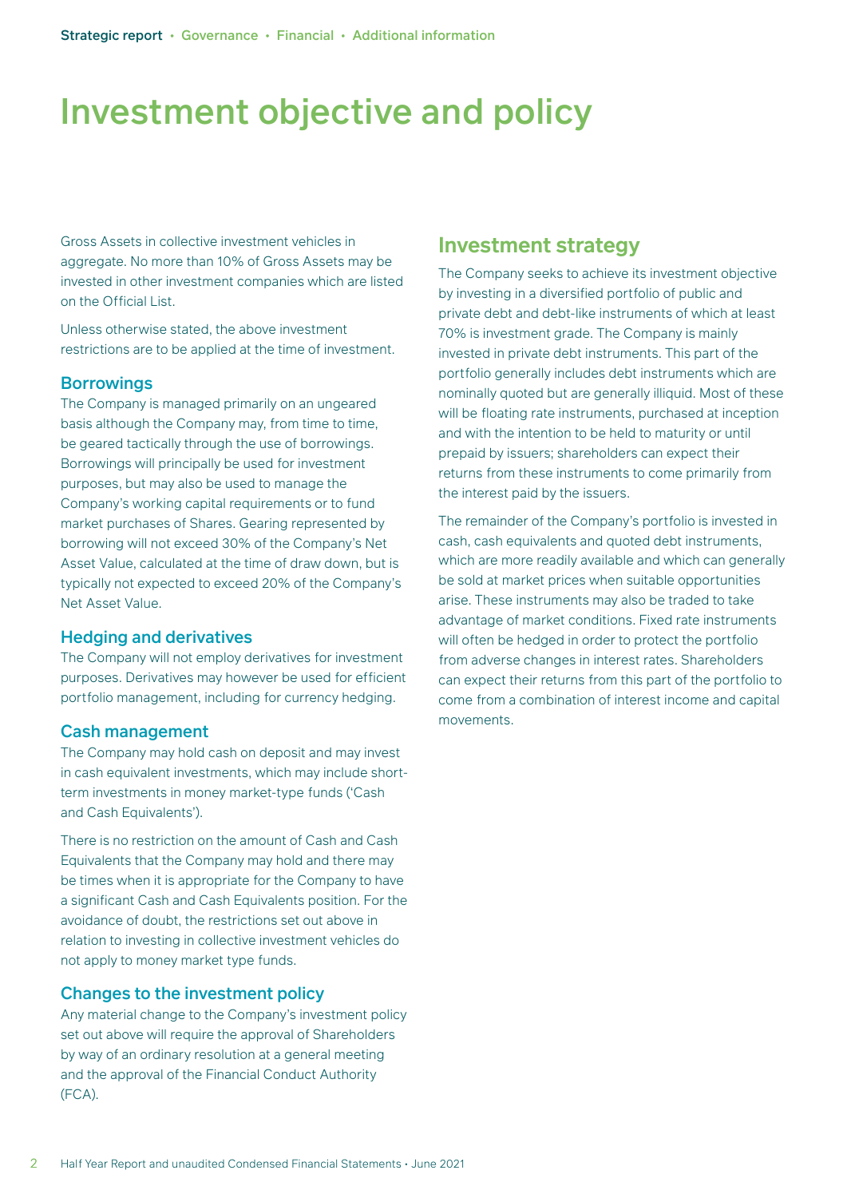# Investment objective and policy

Gross Assets in collective investment vehicles in aggregate. No more than 10% of Gross Assets may be invested in other investment companies which are listed on the Official List.

Unless otherwise stated, the above investment restrictions are to be applied at the time of investment.

### Borrowings

The Company is managed primarily on an ungeared basis although the Company may, from time to time, be geared tactically through the use of borrowings. Borrowings will principally be used for investment purposes, but may also be used to manage the Company's working capital requirements or to fund market purchases of Shares. Gearing represented by borrowing will not exceed 30% of the Company's Net Asset Value, calculated at the time of draw down, but is typically not expected to exceed 20% of the Company's Net Asset Value.

### Hedging and derivatives

The Company will not employ derivatives for investment purposes. Derivatives may however be used for efficient portfolio management, including for currency hedging.

### Cash management

The Company may hold cash on deposit and may invest in cash equivalent investments, which may include short-term investments in money market-type funds ('Cash and Cash Equivalents').

There is no restriction on the amount of Cash and Cash Equivalents that the Company may hold and there may be times when it is appropriate for the Company to have a significant Cash and Cash Equivalents position. For the avoidance of doubt, the restrictions set out above in relation to investing in collective investment vehicles do not apply to money market type funds.

### Changes to the investment policy

Any material change to the Company's investment policy set out above will require the approval of Shareholders by way of an ordinary resolution at a general meeting and the approval of the Financial Conduct Authority (FCA).

## Investment strategy

The Company seeks to achieve its investment objective by investing in a diversified portfolio of public and private debt and debt-like instruments of which at least 70% is investment grade. The Company is mainly invested in private debt instruments. This part of the portfolio generally includes debt instruments which are nominally quoted but are generally illiquid. Most of these will be floating rate instruments, purchased at inception and with the intention to be held to maturity or until prepaid by issuers; shareholders can expect their returns from these instruments to come primarily from the interest paid by the issuers.

The remainder of the Company's portfolio is invested in cash, cash equivalents and quoted debt instruments, which are more readily available and which can generally be sold at market prices when suitable opportunities arise. These instruments may also be traded to take advantage of market conditions. Fixed rate instruments will often be hedged in order to protect the portfolio from adverse changes in interest rates. Shareholders can expect their returns from this part of the portfolio to come from a combination of interest income and capital movements.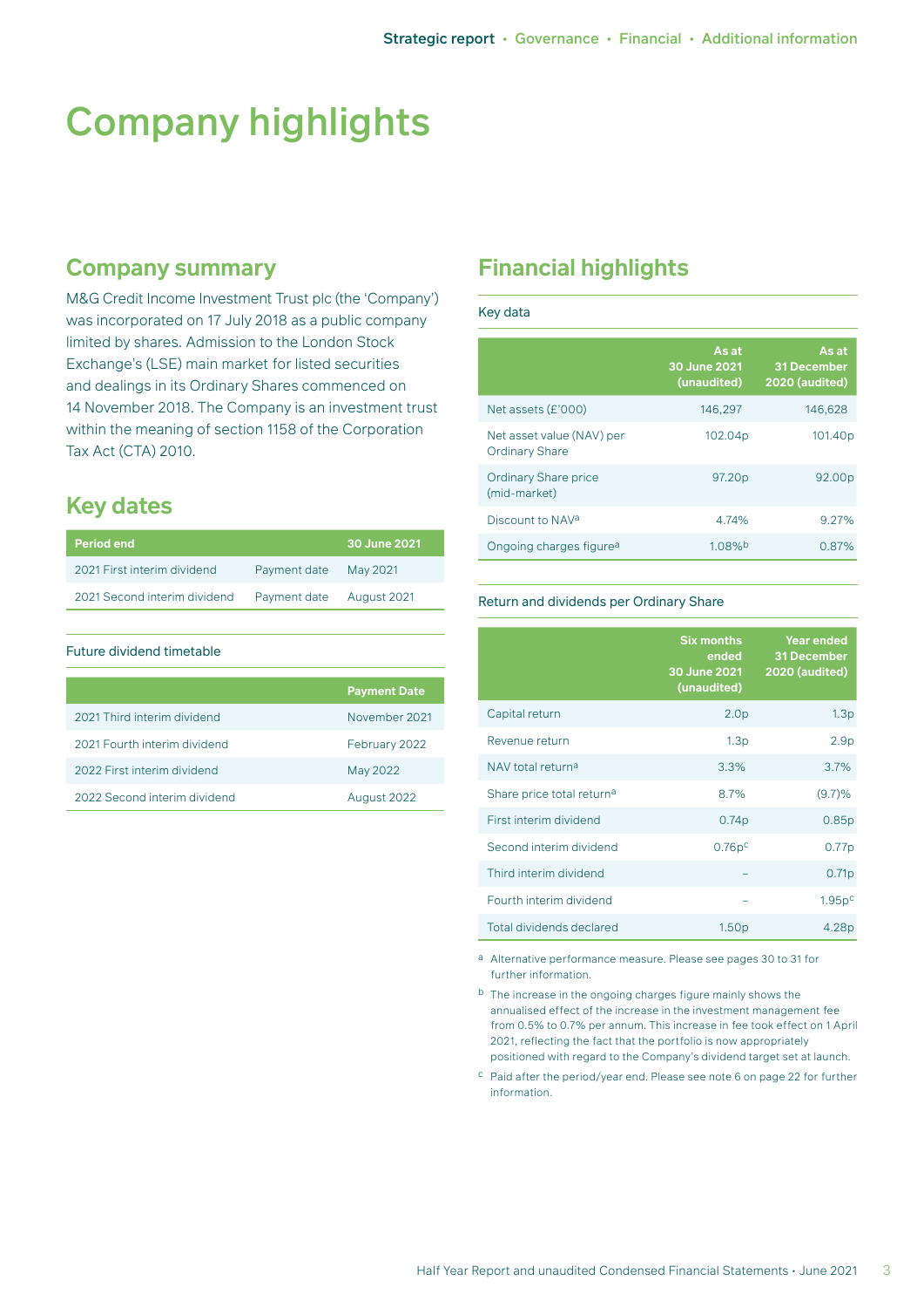# Company highlights

## Company summary

M&G Credit Income Investment Trust plc (the 'Company') was incorporated on 17 July 2018 as a public company limited by shares. Admission to the London Stock Exchange's (LSE) main market for listed securities and dealings in its Ordinary Shares commenced on 14 November 2018. The Company is an investment trust within the meaning of section 1158 of the Corporation Tax Act (CTA) 2010.

## Key dates

| Period end | | 30 June 2021 |
|---|---|---|
| 2021 First interim dividend | Payment date | May 2021 |
| 2021 Second interim dividend | Payment date | August 2021 |

Future dividend timetable

| | Payment Date |
|---|---|
| 2021 Third interim dividend | November 2021 |
| 2021 Fourth interim dividend | February 2022 |
| 2022 First interim dividend | May 2022 |
| 2022 Second interim dividend | August 2022 |

## Financial highlights

Key data

| | As at 30 June 2021 (unaudited) | As at 31 December 2020 (audited) |
|---|---|---|
| Net assets (£'000) | 146,297 | 146,628 |
| Net asset value (NAV) per Ordinary Share | 102.04p | 101.40p |
| Ordinary Share price (mid-market) | 97.20p | 92.00p |
| Discount to NAV[a] | 4.74% | 9.27% |
| Ongoing charges figure[a] | 1.08%[b] | 0.87% |

Return and dividends per Ordinary Share

| | Six months ended 30 June 2021 (unaudited) | Year ended 31 December 2020 (audited) |
|---|---|---|
| Capital return | 2.0p | 1.3p |
| Revenue return | 1.3p | 2.9p |
| NAV total return[a] | 3.3% | 3.7% |
| Share price total return[a] | 8.7% | (9.7)% |
| First interim dividend | 0.74p | 0.85p |
| Second interim dividend | 0.76p[c] | 0.77p |
| Third interim dividend | – | 0.71p |
| Fourth interim dividend | – | 1.95p[c] |
| Total dividends declared | 1.50p | 4.28p |

[a] Alternative performance measure. Please see pages 30 to 31 for further information.

[b] The increase in the ongoing charges figure mainly shows the annualised effect of the increase in the investment management fee from 0.5% to 0.7% per annum. This increase in fee took effect on 1 April 2021, reflecting the fact that the portfolio is now appropriately positioned with regard to the Company's dividend target set at launch.

[c] Paid after the period/year end. Please see note 6 on page 22 for further information.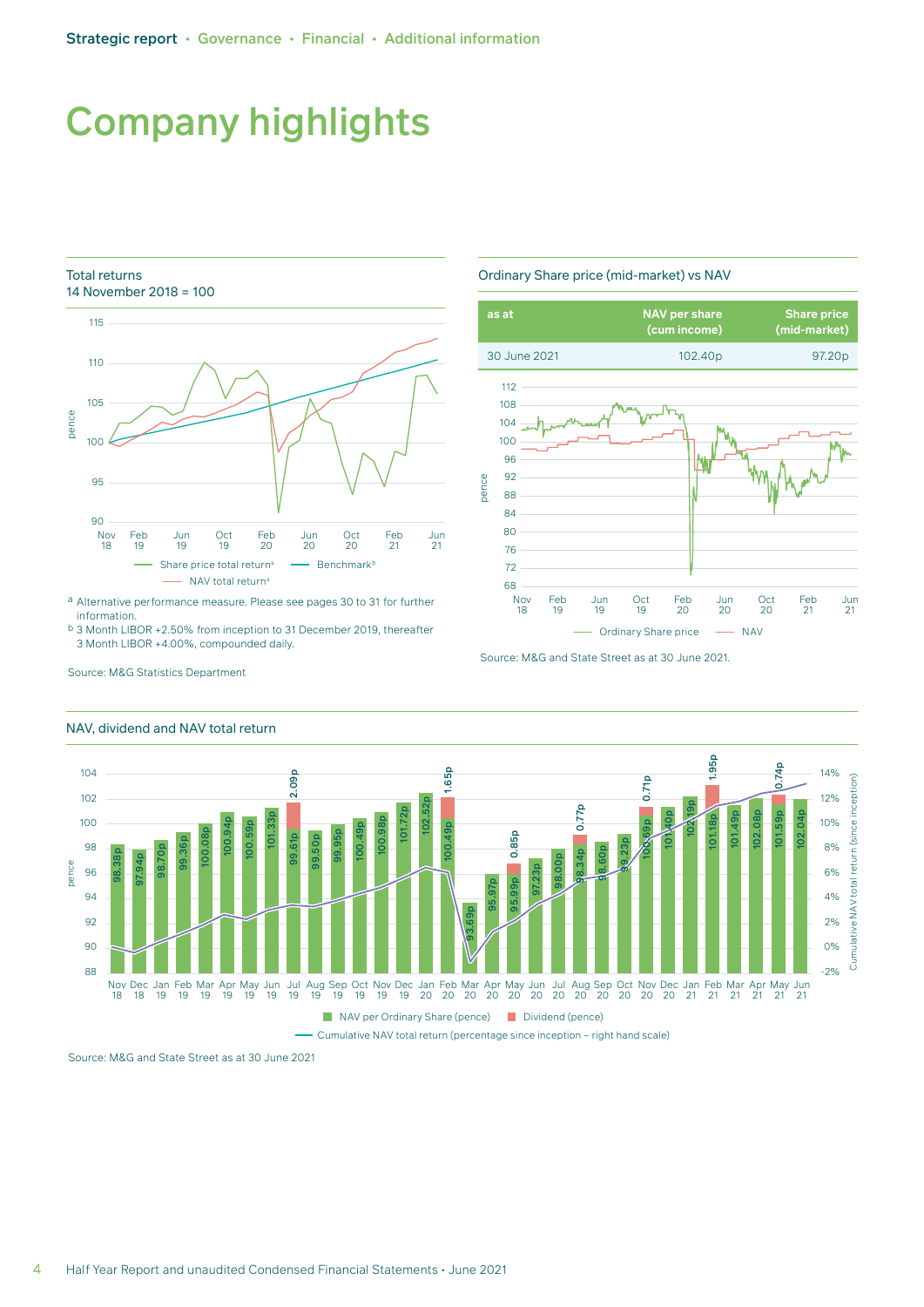# Company highlights

Total returns
14 November 2018 = 100

Share price total return[a] | Benchmark[b] | NAV total return[a]

[a] Alternative performance measure. Please see pages 30 to 31 for further information.
[b] 3 Month LIBOR +2.50% from inception to 31 December 2019, thereafter 3 Month LIBOR +4.00%, compounded daily.

Source: M&G Statistics Department

Ordinary Share price (mid-market) vs NAV

| as at | NAV per share (cum income) | Share price (mid-market) |
|---|---|---|
| 30 June 2021 | 102.40p | 97.20p |

Ordinary Share price | NAV

Source: M&G and State Street as at 30 June 2021.

NAV, dividend and NAV total return

| Month | NAV per Ordinary Share (pence) | Dividend (pence) |
|---|---|---|
| Nov 18 | 98.38p | |
| Dec 18 | 97.94p | |
| Jan 19 | 98.70p | |
| Feb 19 | 99.36p | |
| Mar 19 | 100.08p | |
| Apr 19 | 100.94p | |
| May 19 | 100.59p | |
| Jun 19 | 101.33p | |
| Jul 19 | 99.61p | 2.09p |
| Aug 19 | 99.50p | |
| Sep 19 | 99.95p | |
| Oct 19 | 100.49p | |
| Nov 19 | 100.98p | |
| Dec 19 | 101.72p | |
| Jan 20 | 102.52p | |
| Feb 20 | 100.49p | 1.65p |
| Mar 20 | 93.69p | |
| Apr 20 | 95.97p | |
| May 20 | 95.99p | 0.85p |
| Jun 20 | 97.23p | |
| Jul 20 | 98.00p | |
| Aug 20 | 98.34p | 0.77p |
| Sep 20 | 98.60p | |
| Oct 20 | 99.23p | |
| Nov 20 | 100.69p | 0.71p |
| Dec 20 | 101.40p | |
| Jan 21 | 102.19p | |
| Feb 21 | 101.18p | 1.95p |
| Mar 21 | 101.49p | |
| Apr 21 | 102.08p | |
| May 21 | 101.59p | 0.74p |
| Jun 21 | 102.04p | |

NAV per Ordinary Share (pence) | Dividend (pence)
Cumulative NAV total return (percentage since inception – right hand scale)

Source: M&G and State Street as at 30 June 2021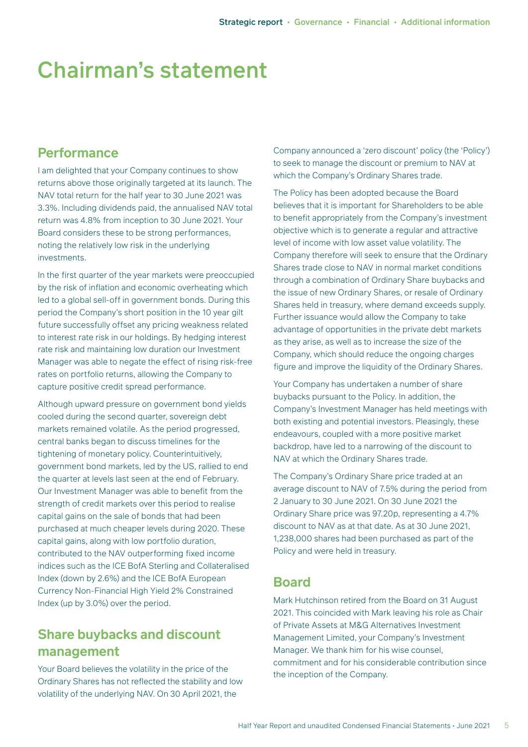# Chairman's statement

## Performance

I am delighted that your Company continues to show returns above those originally targeted at its launch. The NAV total return for the half year to 30 June 2021 was 3.3%. Including dividends paid, the annualised NAV total return was 4.8% from inception to 30 June 2021. Your Board considers these to be strong performances, noting the relatively low risk in the underlying investments.

In the first quarter of the year markets were preoccupied by the risk of inflation and economic overheating which led to a global sell-off in government bonds. During this period the Company's short position in the 10 year gilt future successfully offset any pricing weakness related to interest rate risk in our holdings. By hedging interest rate risk and maintaining low duration our Investment Manager was able to negate the effect of rising risk-free rates on portfolio returns, allowing the Company to capture positive credit spread performance.

Although upward pressure on government bond yields cooled during the second quarter, sovereign debt markets remained volatile. As the period progressed, central banks began to discuss timelines for the tightening of monetary policy. Counterintuitively, government bond markets, led by the US, rallied to end the quarter at levels last seen at the end of February. Our Investment Manager was able to benefit from the strength of credit markets over this period to realise capital gains on the sale of bonds that had been purchased at much cheaper levels during 2020. These capital gains, along with low portfolio duration, contributed to the NAV outperforming fixed income indices such as the ICE BofA Sterling and Collateralised Index (down by 2.6%) and the ICE BofA European Currency Non-Financial High Yield 2% Constrained Index (up by 3.0%) over the period.

## Share buybacks and discount management

Your Board believes the volatility in the price of the Ordinary Shares has not reflected the stability and low volatility of the underlying NAV. On 30 April 2021, the Company announced a 'zero discount' policy (the 'Policy') to seek to manage the discount or premium to NAV at which the Company's Ordinary Shares trade.

The Policy has been adopted because the Board believes that it is important for Shareholders to be able to benefit appropriately from the Company's investment objective which is to generate a regular and attractive level of income with low asset value volatility. The Company therefore will seek to ensure that the Ordinary Shares trade close to NAV in normal market conditions through a combination of Ordinary Share buybacks and the issue of new Ordinary Shares, or resale of Ordinary Shares held in treasury, where demand exceeds supply. Further issuance would allow the Company to take advantage of opportunities in the private debt markets as they arise, as well as to increase the size of the Company, which should reduce the ongoing charges figure and improve the liquidity of the Ordinary Shares.

Your Company has undertaken a number of share buybacks pursuant to the Policy. In addition, the Company's Investment Manager has held meetings with both existing and potential investors. Pleasingly, these endeavours, coupled with a more positive market backdrop, have led to a narrowing of the discount to NAV at which the Ordinary Shares trade.

The Company's Ordinary Share price traded at an average discount to NAV of 7.5% during the period from 2 January to 30 June 2021. On 30 June 2021 the Ordinary Share price was 97.20p, representing a 4.7% discount to NAV as at that date. As at 30 June 2021, 1,238,000 shares had been purchased as part of the Policy and were held in treasury.

## Board

Mark Hutchinson retired from the Board on 31 August 2021. This coincided with Mark leaving his role as Chair of Private Assets at M&G Alternatives Investment Management Limited, your Company's Investment Manager. We thank him for his wise counsel, commitment and for his considerable contribution since the inception of the Company.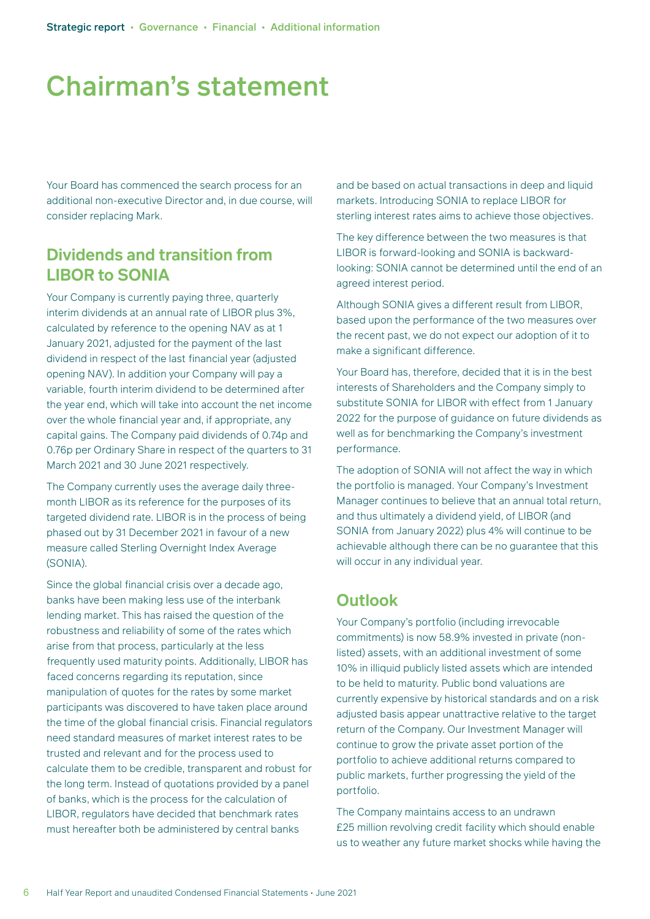# Chairman's statement

Your Board has commenced the search process for an additional non-executive Director and, in due course, will consider replacing Mark.

## Dividends and transition from LIBOR to SONIA

Your Company is currently paying three, quarterly interim dividends at an annual rate of LIBOR plus 3%, calculated by reference to the opening NAV as at 1 January 2021, adjusted for the payment of the last dividend in respect of the last financial year (adjusted opening NAV). In addition your Company will pay a variable, fourth interim dividend to be determined after the year end, which will take into account the net income over the whole financial year and, if appropriate, any capital gains. The Company paid dividends of 0.74p and 0.76p per Ordinary Share in respect of the quarters to 31 March 2021 and 30 June 2021 respectively.

The Company currently uses the average daily three-month LIBOR as its reference for the purposes of its targeted dividend rate. LIBOR is in the process of being phased out by 31 December 2021 in favour of a new measure called Sterling Overnight Index Average (SONIA).

Since the global financial crisis over a decade ago, banks have been making less use of the interbank lending market. This has raised the question of the robustness and reliability of some of the rates which arise from that process, particularly at the less frequently used maturity points. Additionally, LIBOR has faced concerns regarding its reputation, since manipulation of quotes for the rates by some market participants was discovered to have taken place around the time of the global financial crisis. Financial regulators need standard measures of market interest rates to be trusted and relevant and for the process used to calculate them to be credible, transparent and robust for the long term. Instead of quotations provided by a panel of banks, which is the process for the calculation of LIBOR, regulators have decided that benchmark rates must hereafter both be administered by central banks and be based on actual transactions in deep and liquid markets. Introducing SONIA to replace LIBOR for sterling interest rates aims to achieve those objectives.

The key difference between the two measures is that LIBOR is forward-looking and SONIA is backward-looking: SONIA cannot be determined until the end of an agreed interest period.

Although SONIA gives a different result from LIBOR, based upon the performance of the two measures over the recent past, we do not expect our adoption of it to make a significant difference.

Your Board has, therefore, decided that it is in the best interests of Shareholders and the Company simply to substitute SONIA for LIBOR with effect from 1 January 2022 for the purpose of guidance on future dividends as well as for benchmarking the Company's investment performance.

The adoption of SONIA will not affect the way in which the portfolio is managed. Your Company's Investment Manager continues to believe that an annual total return, and thus ultimately a dividend yield, of LIBOR (and SONIA from January 2022) plus 4% will continue to be achievable although there can be no guarantee that this will occur in any individual year.

## Outlook

Your Company's portfolio (including irrevocable commitments) is now 58.9% invested in private (non-listed) assets, with an additional investment of some 10% in illiquid publicly listed assets which are intended to be held to maturity. Public bond valuations are currently expensive by historical standards and on a risk adjusted basis appear unattractive relative to the target return of the Company. Our Investment Manager will continue to grow the private asset portion of the portfolio to achieve additional returns compared to public markets, further progressing the yield of the portfolio.

The Company maintains access to an undrawn £25 million revolving credit facility which should enable us to weather any future market shocks while having the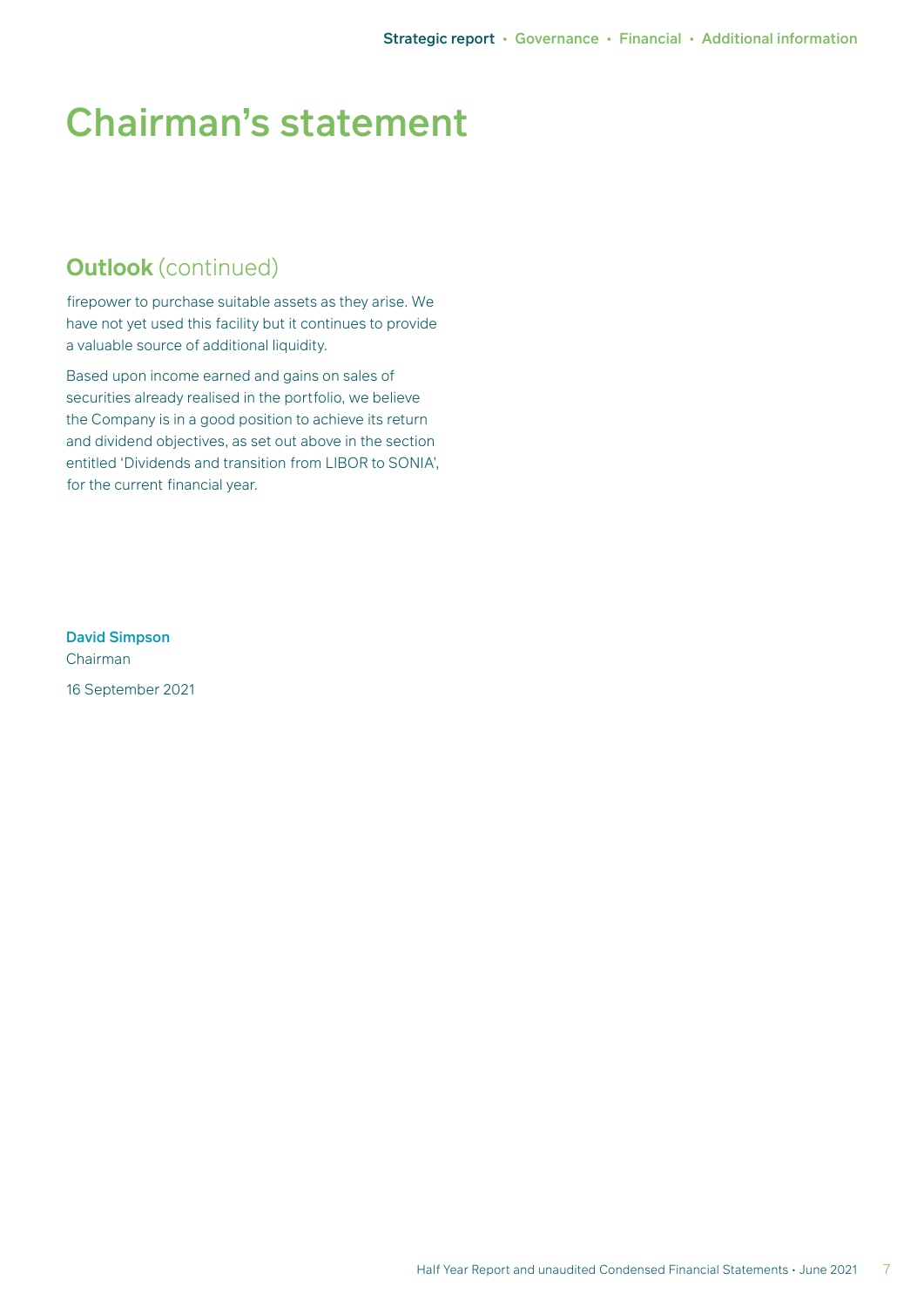# Chairman's statement

## **Outlook** (continued)

firepower to purchase suitable assets as they arise. We have not yet used this facility but it continues to provide a valuable source of additional liquidity.

Based upon income earned and gains on sales of securities already realised in the portfolio, we believe the Company is in a good position to achieve its return and dividend objectives, as set out above in the section entitled 'Dividends and transition from LIBOR to SONIA', for the current financial year.

**David Simpson**
Chairman

16 September 2021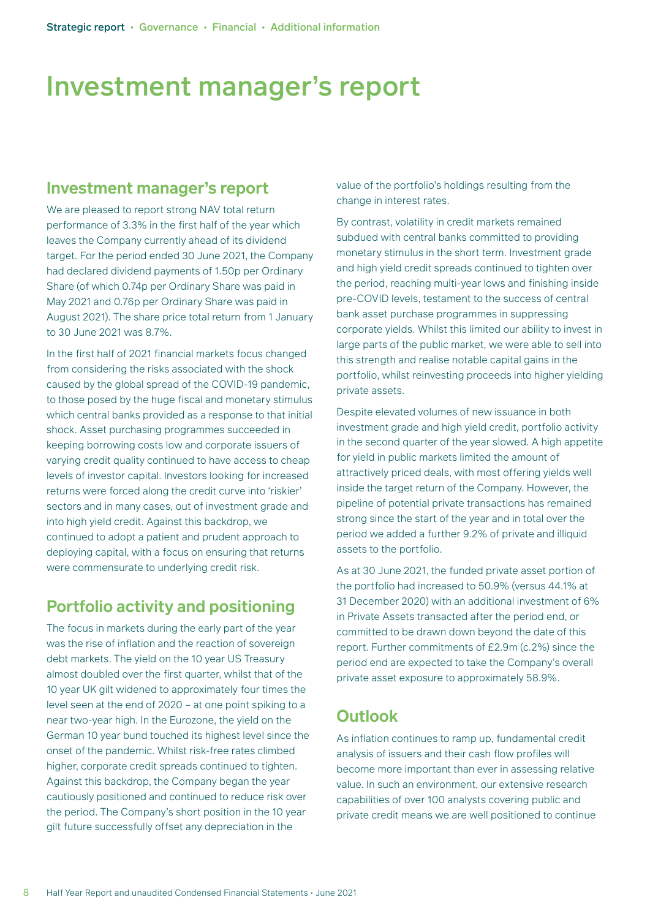# Investment manager's report

## Investment manager's report

We are pleased to report strong NAV total return performance of 3.3% in the first half of the year which leaves the Company currently ahead of its dividend target. For the period ended 30 June 2021, the Company had declared dividend payments of 1.50p per Ordinary Share (of which 0.74p per Ordinary Share was paid in May 2021 and 0.76p per Ordinary Share was paid in August 2021). The share price total return from 1 January to 30 June 2021 was 8.7%.

In the first half of 2021 financial markets focus changed from considering the risks associated with the shock caused by the global spread of the COVID-19 pandemic, to those posed by the huge fiscal and monetary stimulus which central banks provided as a response to that initial shock. Asset purchasing programmes succeeded in keeping borrowing costs low and corporate issuers of varying credit quality continued to have access to cheap levels of investor capital. Investors looking for increased returns were forced along the credit curve into 'riskier' sectors and in many cases, out of investment grade and into high yield credit. Against this backdrop, we continued to adopt a patient and prudent approach to deploying capital, with a focus on ensuring that returns were commensurate to underlying credit risk.

## Portfolio activity and positioning

The focus in markets during the early part of the year was the rise of inflation and the reaction of sovereign debt markets. The yield on the 10 year US Treasury almost doubled over the first quarter, whilst that of the 10 year UK gilt widened to approximately four times the level seen at the end of 2020 – at one point spiking to a near two-year high. In the Eurozone, the yield on the German 10 year bund touched its highest level since the onset of the pandemic. Whilst risk-free rates climbed higher, corporate credit spreads continued to tighten. Against this backdrop, the Company began the year cautiously positioned and continued to reduce risk over the period. The Company's short position in the 10 year gilt future successfully offset any depreciation in the value of the portfolio's holdings resulting from the change in interest rates.

By contrast, volatility in credit markets remained subdued with central banks committed to providing monetary stimulus in the short term. Investment grade and high yield credit spreads continued to tighten over the period, reaching multi-year lows and finishing inside pre-COVID levels, testament to the success of central bank asset purchase programmes in suppressing corporate yields. Whilst this limited our ability to invest in large parts of the public market, we were able to sell into this strength and realise notable capital gains in the portfolio, whilst reinvesting proceeds into higher yielding private assets.

Despite elevated volumes of new issuance in both investment grade and high yield credit, portfolio activity in the second quarter of the year slowed. A high appetite for yield in public markets limited the amount of attractively priced deals, with most offering yields well inside the target return of the Company. However, the pipeline of potential private transactions has remained strong since the start of the year and in total over the period we added a further 9.2% of private and illiquid assets to the portfolio.

As at 30 June 2021, the funded private asset portion of the portfolio had increased to 50.9% (versus 44.1% at 31 December 2020) with an additional investment of 6% in Private Assets transacted after the period end, or committed to be drawn down beyond the date of this report. Further commitments of £2.9m (c.2%) since the period end are expected to take the Company's overall private asset exposure to approximately 58.9%.

## Outlook

As inflation continues to ramp up, fundamental credit analysis of issuers and their cash flow profiles will become more important than ever in assessing relative value. In such an environment, our extensive research capabilities of over 100 analysts covering public and private credit means we are well positioned to continue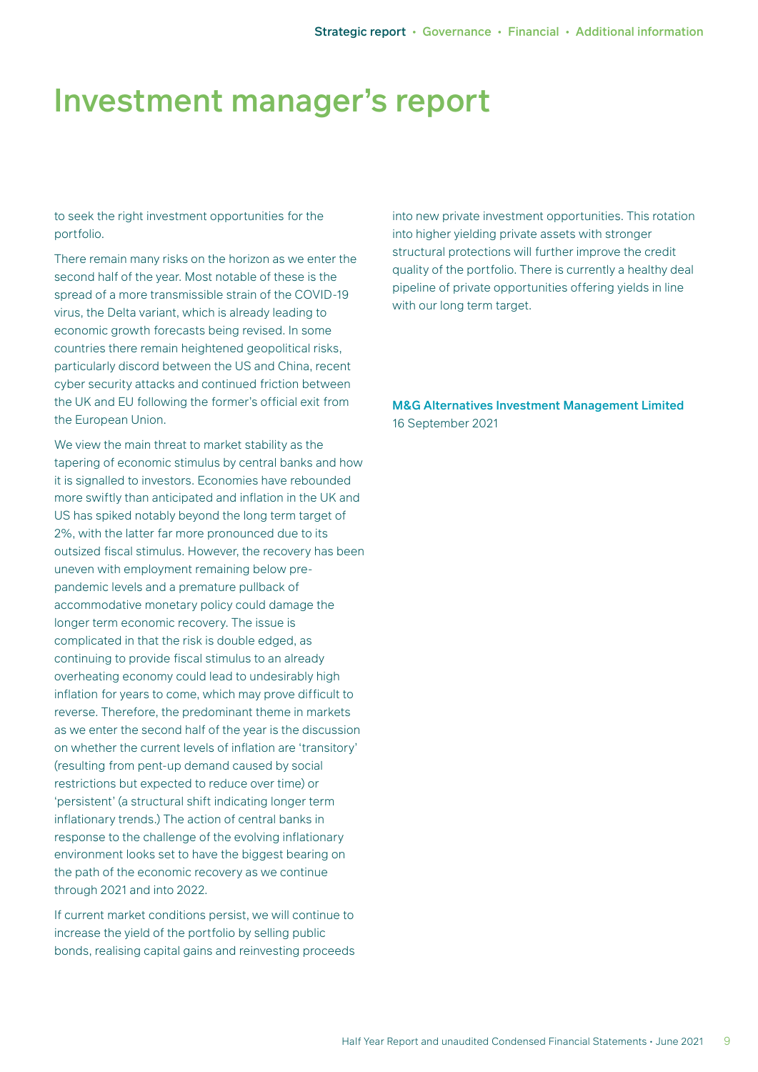# Investment manager's report

to seek the right investment opportunities for the portfolio.

There remain many risks on the horizon as we enter the second half of the year. Most notable of these is the spread of a more transmissible strain of the COVID-19 virus, the Delta variant, which is already leading to economic growth forecasts being revised. In some countries there remain heightened geopolitical risks, particularly discord between the US and China, recent cyber security attacks and continued friction between the UK and EU following the former's official exit from the European Union.

We view the main threat to market stability as the tapering of economic stimulus by central banks and how it is signalled to investors. Economies have rebounded more swiftly than anticipated and inflation in the UK and US has spiked notably beyond the long term target of 2%, with the latter far more pronounced due to its outsized fiscal stimulus. However, the recovery has been uneven with employment remaining below pre-pandemic levels and a premature pullback of accommodative monetary policy could damage the longer term economic recovery. The issue is complicated in that the risk is double edged, as continuing to provide fiscal stimulus to an already overheating economy could lead to undesirably high inflation for years to come, which may prove difficult to reverse. Therefore, the predominant theme in markets as we enter the second half of the year is the discussion on whether the current levels of inflation are 'transitory' (resulting from pent-up demand caused by social restrictions but expected to reduce over time) or 'persistent' (a structural shift indicating longer term inflationary trends.) The action of central banks in response to the challenge of the evolving inflationary environment looks set to have the biggest bearing on the path of the economic recovery as we continue through 2021 and into 2022.

If current market conditions persist, we will continue to increase the yield of the portfolio by selling public bonds, realising capital gains and reinvesting proceeds into new private investment opportunities. This rotation into higher yielding private assets with stronger structural protections will further improve the credit quality of the portfolio. There is currently a healthy deal pipeline of private opportunities offering yields in line with our long term target.

**M&G Alternatives Investment Management Limited**
16 September 2021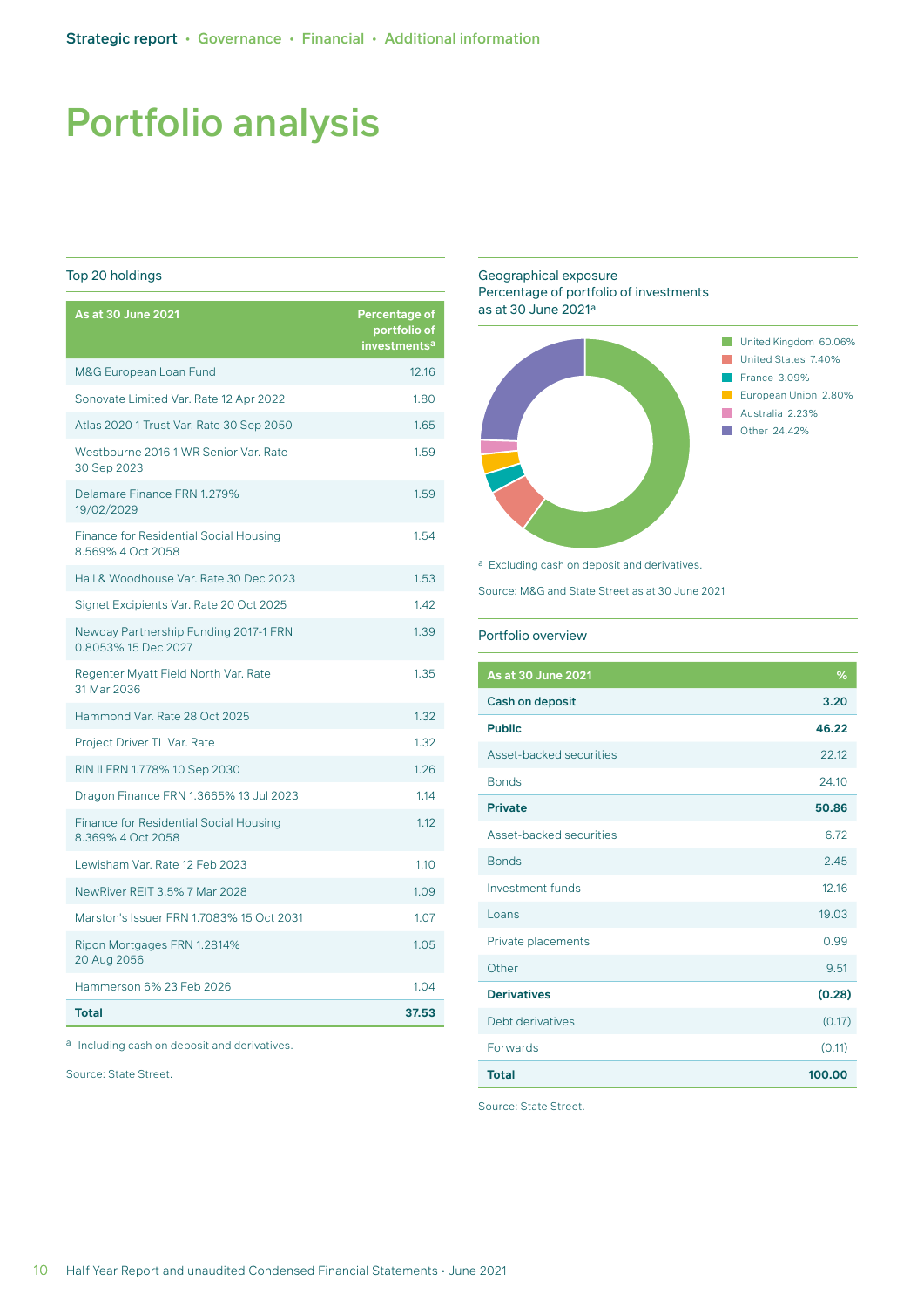# Portfolio analysis

## Top 20 holdings

| As at 30 June 2021 | Percentage of portfolio of investments[a] |
|---|---|
| M&G European Loan Fund | 12.16 |
| Sonovate Limited Var. Rate 12 Apr 2022 | 1.80 |
| Atlas 2020 1 Trust Var. Rate 30 Sep 2050 | 1.65 |
| Westbourne 2016 1 WR Senior Var. Rate 30 Sep 2023 | 1.59 |
| Delamare Finance FRN 1.279% 19/02/2029 | 1.59 |
| Finance for Residential Social Housing 8.569% 4 Oct 2058 | 1.54 |
| Hall & Woodhouse Var. Rate 30 Dec 2023 | 1.53 |
| Signet Excipients Var. Rate 20 Oct 2025 | 1.42 |
| Newday Partnership Funding 2017-1 FRN 0.8053% 15 Dec 2027 | 1.39 |
| Regenter Myatt Field North Var. Rate 31 Mar 2036 | 1.35 |
| Hammond Var. Rate 28 Oct 2025 | 1.32 |
| Project Driver TL Var. Rate | 1.32 |
| RIN II FRN 1.778% 10 Sep 2030 | 1.26 |
| Dragon Finance FRN 1.3665% 13 Jul 2023 | 1.14 |
| Finance for Residential Social Housing 8.369% 4 Oct 2058 | 1.12 |
| Lewisham Var. Rate 12 Feb 2023 | 1.10 |
| NewRiver REIT 3.5% 7 Mar 2028 | 1.09 |
| Marston's Issuer FRN 1.7083% 15 Oct 2031 | 1.07 |
| Ripon Mortgages FRN 1.2814% 20 Aug 2056 | 1.05 |
| Hammerson 6% 23 Feb 2026 | 1.04 |
| **Total** | **37.53** |

[a] Including cash on deposit and derivatives.

Source: State Street.

## Geographical exposure
Percentage of portfolio of investments as at 30 June 2021[a]

- United Kingdom 60.06%
- United States 7.40%
- France 3.09%
- European Union 2.80%
- Australia 2.23%
- Other 24.42%

[a] Excluding cash on deposit and derivatives.

Source: M&G and State Street as at 30 June 2021

## Portfolio overview

| As at 30 June 2021 | % |
|---|---|
| **Cash on deposit** | **3.20** |
| **Public** | **46.22** |
| Asset-backed securities | 22.12 |
| Bonds | 24.10 |
| **Private** | **50.86** |
| Asset-backed securities | 6.72 |
| Bonds | 2.45 |
| Investment funds | 12.16 |
| Loans | 19.03 |
| Private placements | 0.99 |
| Other | 9.51 |
| **Derivatives** | **(0.28)** |
| Debt derivatives | (0.17) |
| Forwards | (0.11) |
| **Total** | **100.00** |

Source: State Street.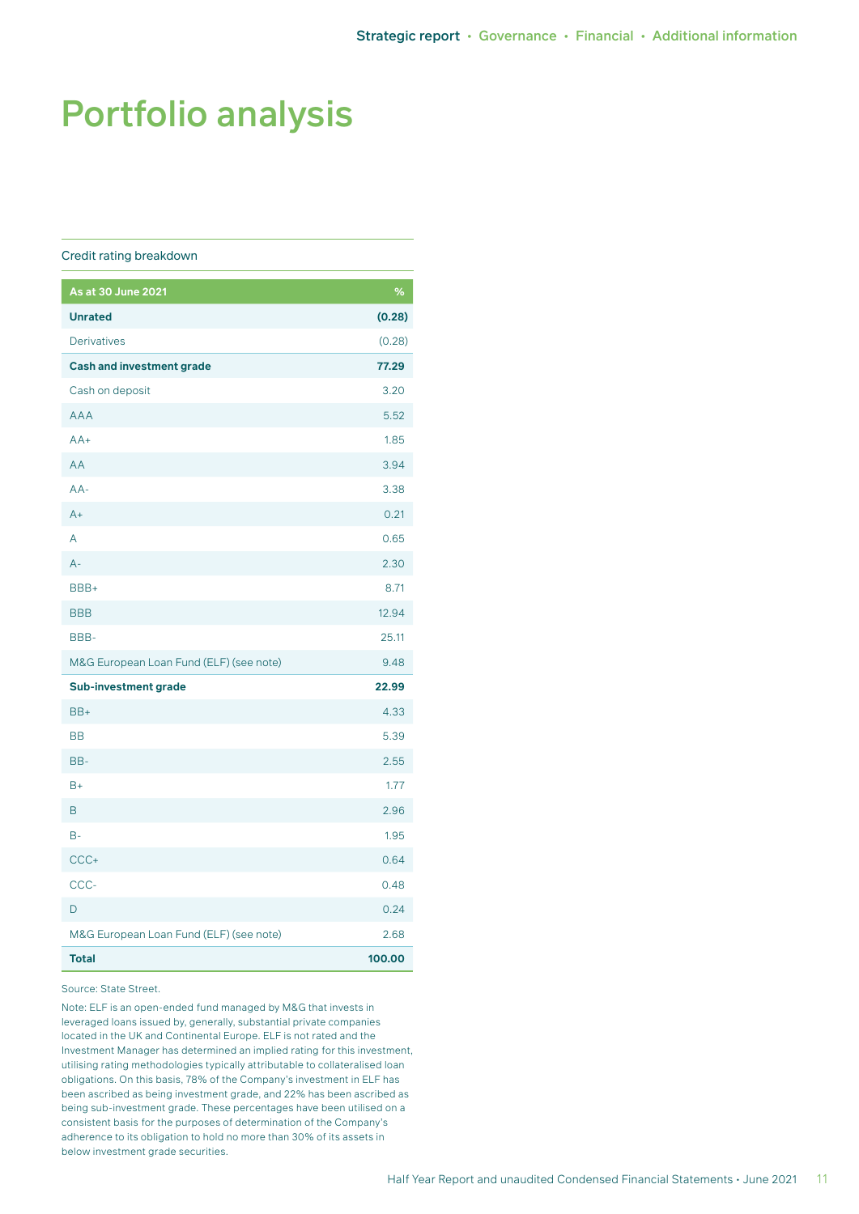# Portfolio analysis

Credit rating breakdown

| As at 30 June 2021 | % |
|---|---|
| **Unrated** | **(0.28)** |
| Derivatives | (0.28) |
| **Cash and investment grade** | **77.29** |
| Cash on deposit | 3.20 |
| AAA | 5.52 |
| AA+ | 1.85 |
| AA | 3.94 |
| AA- | 3.38 |
| A+ | 0.21 |
| A | 0.65 |
| A- | 2.30 |
| BBB+ | 8.71 |
| BBB | 12.94 |
| BBB- | 25.11 |
| M&G European Loan Fund (ELF) (see note) | 9.48 |
| **Sub-investment grade** | **22.99** |
| BB+ | 4.33 |
| BB | 5.39 |
| BB- | 2.55 |
| B+ | 1.77 |
| B | 2.96 |
| B- | 1.95 |
| CCC+ | 0.64 |
| CCC- | 0.48 |
| D | 0.24 |
| M&G European Loan Fund (ELF) (see note) | 2.68 |
| **Total** | **100.00** |

Source: State Street.

Note: ELF is an open-ended fund managed by M&G that invests in leveraged loans issued by, generally, substantial private companies located in the UK and Continental Europe. ELF is not rated and the Investment Manager has determined an implied rating for this investment, utilising rating methodologies typically attributable to collateralised loan obligations. On this basis, 78% of the Company's investment in ELF has been ascribed as being investment grade, and 22% has been ascribed as being sub-investment grade. These percentages have been utilised on a consistent basis for the purposes of determination of the Company's adherence to its obligation to hold no more than 30% of its assets in below investment grade securities.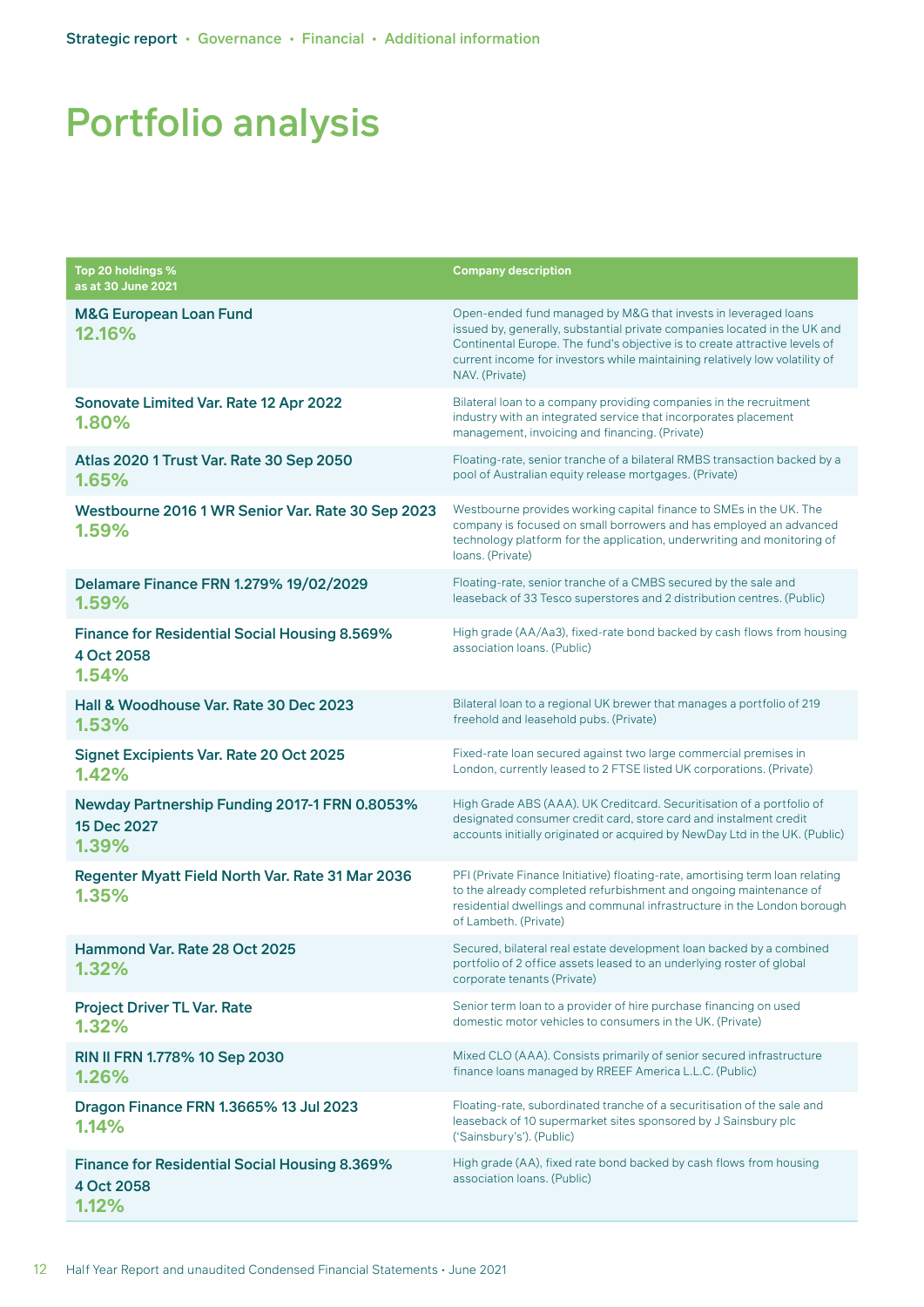# Portfolio analysis

| Top 20 holdings % as at 30 June 2021 | Company description |
|---|---|
| **M&G European Loan Fund** **12.16%** | Open-ended fund managed by M&G that invests in leveraged loans issued by, generally, substantial private companies located in the UK and Continental Europe. The fund's objective is to create attractive levels of current income for investors while maintaining relatively low volatility of NAV. (Private) |
| **Sonovate Limited Var. Rate 12 Apr 2022** **1.80%** | Bilateral loan to a company providing companies in the recruitment industry with an integrated service that incorporates placement management, invoicing and financing. (Private) |
| **Atlas 2020 1 Trust Var. Rate 30 Sep 2050** **1.65%** | Floating-rate, senior tranche of a bilateral RMBS transaction backed by a pool of Australian equity release mortgages. (Private) |
| **Westbourne 2016 1 WR Senior Var. Rate 30 Sep 2023** **1.59%** | Westbourne provides working capital finance to SMEs in the UK. The company is focused on small borrowers and has employed an advanced technology platform for the application, underwriting and monitoring of loans. (Private) |
| **Delamare Finance FRN 1.279% 19/02/2029** **1.59%** | Floating-rate, senior tranche of a CMBS secured by the sale and leaseback of 33 Tesco superstores and 2 distribution centres. (Public) |
| **Finance for Residential Social Housing 8.569% 4 Oct 2058** **1.54%** | High grade (AA/Aa3), fixed-rate bond backed by cash flows from housing association loans. (Public) |
| **Hall & Woodhouse Var. Rate 30 Dec 2023** **1.53%** | Bilateral loan to a regional UK brewer that manages a portfolio of 219 freehold and leasehold pubs. (Private) |
| **Signet Excipients Var. Rate 20 Oct 2025** **1.42%** | Fixed-rate loan secured against two large commercial premises in London, currently leased to 2 FTSE listed UK corporations. (Private) |
| **Newday Partnership Funding 2017-1 FRN 0.8053% 15 Dec 2027** **1.39%** | High Grade ABS (AAA). UK Creditcard. Securitisation of a portfolio of designated consumer credit card, store card and instalment credit accounts initially originated or acquired by NewDay Ltd in the UK. (Public) |
| **Regenter Myatt Field North Var. Rate 31 Mar 2036** **1.35%** | PFI (Private Finance Initiative) floating-rate, amortising term loan relating to the already completed refurbishment and ongoing maintenance of residential dwellings and communal infrastructure in the London borough of Lambeth. (Private) |
| **Hammond Var. Rate 28 Oct 2025** **1.32%** | Secured, bilateral real estate development loan backed by a combined portfolio of 2 office assets leased to an underlying roster of global corporate tenants (Private) |
| **Project Driver TL Var. Rate** **1.32%** | Senior term loan to a provider of hire purchase financing on used domestic motor vehicles to consumers in the UK. (Private) |
| **RIN II FRN 1.778% 10 Sep 2030** **1.26%** | Mixed CLO (AAA). Consists primarily of senior secured infrastructure finance loans managed by RREEF America L.L.C. (Public) |
| **Dragon Finance FRN 1.3665% 13 Jul 2023** **1.14%** | Floating-rate, subordinated tranche of a securitisation of the sale and leaseback of 10 supermarket sites sponsored by J Sainsbury plc ('Sainsbury's'). (Public) |
| **Finance for Residential Social Housing 8.369% 4 Oct 2058** **1.12%** | High grade (AA), fixed rate bond backed by cash flows from housing association loans. (Public) |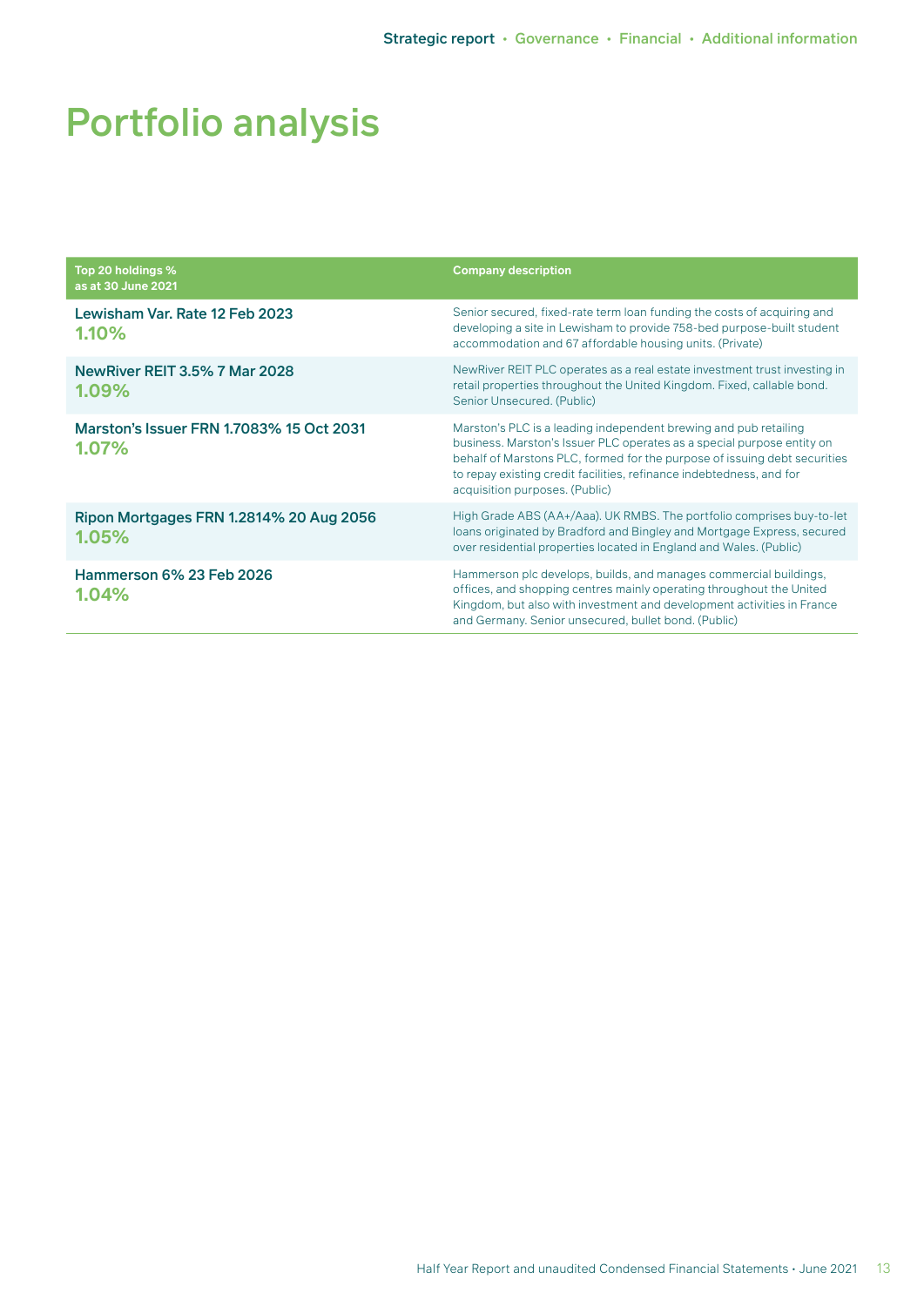# Portfolio analysis

| Top 20 holdings % as at 30 June 2021 | Company description |
|---|---|
| **Lewisham Var. Rate 12 Feb 2023** **1.10%** | Senior secured, fixed-rate term loan funding the costs of acquiring and developing a site in Lewisham to provide 758-bed purpose-built student accommodation and 67 affordable housing units. (Private) |
| **NewRiver REIT 3.5% 7 Mar 2028** **1.09%** | NewRiver REIT PLC operates as a real estate investment trust investing in retail properties throughout the United Kingdom. Fixed, callable bond. Senior Unsecured. (Public) |
| **Marston's Issuer FRN 1.7083% 15 Oct 2031** **1.07%** | Marston's PLC is a leading independent brewing and pub retailing business. Marston's Issuer PLC operates as a special purpose entity on behalf of Marstons PLC, formed for the purpose of issuing debt securities to repay existing credit facilities, refinance indebtedness, and for acquisition purposes. (Public) |
| **Ripon Mortgages FRN 1.2814% 20 Aug 2056** **1.05%** | High Grade ABS (AA+/Aaa). UK RMBS. The portfolio comprises buy-to-let loans originated by Bradford and Bingley and Mortgage Express, secured over residential properties located in England and Wales. (Public) |
| **Hammerson 6% 23 Feb 2026** **1.04%** | Hammerson plc develops, builds, and manages commercial buildings, offices, and shopping centres mainly operating throughout the United Kingdom, but also with investment and development activities in France and Germany. Senior unsecured, bullet bond. (Public) |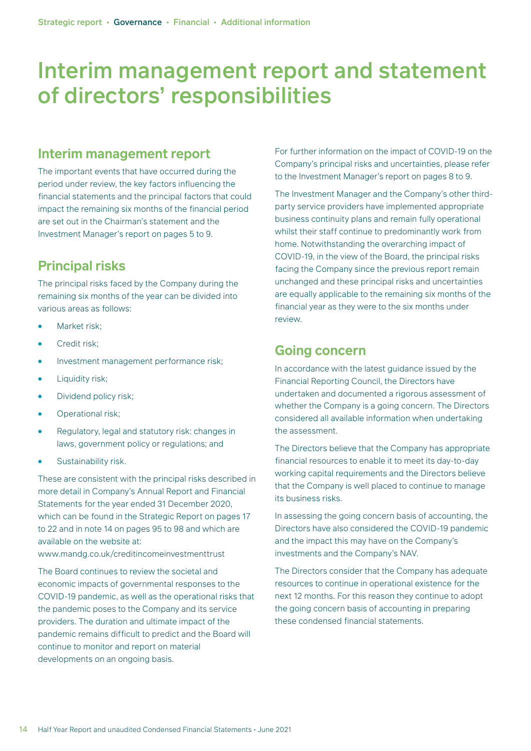# Interim management report and statement of directors' responsibilities

## Interim management report

The important events that have occurred during the period under review, the key factors influencing the financial statements and the principal factors that could impact the remaining six months of the financial period are set out in the Chairman's statement and the Investment Manager's report on pages 5 to 9.

## Principal risks

The principal risks faced by the Company during the remaining six months of the year can be divided into various areas as follows:

- Market risk;
- Credit risk;
- Investment management performance risk;
- Liquidity risk;
- Dividend policy risk;
- Operational risk;
- Regulatory, legal and statutory risk: changes in laws, government policy or regulations; and
- Sustainability risk.

These are consistent with the principal risks described in more detail in Company's Annual Report and Financial Statements for the year ended 31 December 2020, which can be found in the Strategic Report on pages 17 to 22 and in note 14 on pages 95 to 98 and which are available on the website at: www.mandg.co.uk/creditincomeinvestmenttrust

The Board continues to review the societal and economic impacts of governmental responses to the COVID-19 pandemic, as well as the operational risks that the pandemic poses to the Company and its service providers. The duration and ultimate impact of the pandemic remains difficult to predict and the Board will continue to monitor and report on material developments on an ongoing basis.

For further information on the impact of COVID-19 on the Company's principal risks and uncertainties, please refer to the Investment Manager's report on pages 8 to 9.

The Investment Manager and the Company's other third-party service providers have implemented appropriate business continuity plans and remain fully operational whilst their staff continue to predominantly work from home. Notwithstanding the overarching impact of COVID-19, in the view of the Board, the principal risks facing the Company since the previous report remain unchanged and these principal risks and uncertainties are equally applicable to the remaining six months of the financial year as they were to the six months under review.

## Going concern

In accordance with the latest guidance issued by the Financial Reporting Council, the Directors have undertaken and documented a rigorous assessment of whether the Company is a going concern. The Directors considered all available information when undertaking the assessment.

The Directors believe that the Company has appropriate financial resources to enable it to meet its day-to-day working capital requirements and the Directors believe that the Company is well placed to continue to manage its business risks.

In assessing the going concern basis of accounting, the Directors have also considered the COVID-19 pandemic and the impact this may have on the Company's investments and the Company's NAV.

The Directors consider that the Company has adequate resources to continue in operational existence for the next 12 months. For this reason they continue to adopt the going concern basis of accounting in preparing these condensed financial statements.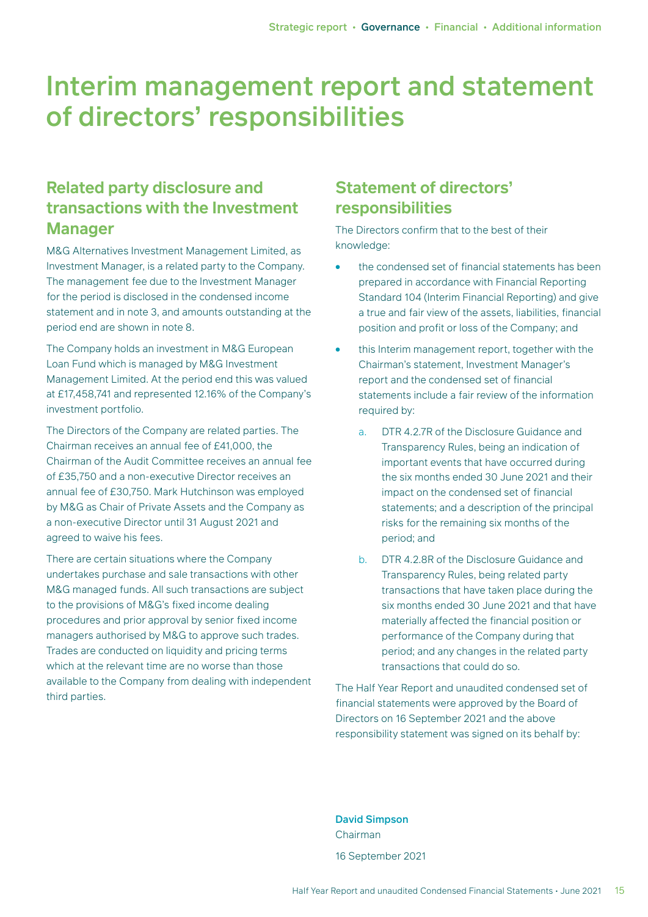# Interim management report and statement of directors' responsibilities

## Related party disclosure and transactions with the Investment Manager

M&G Alternatives Investment Management Limited, as Investment Manager, is a related party to the Company. The management fee due to the Investment Manager for the period is disclosed in the condensed income statement and in note 3, and amounts outstanding at the period end are shown in note 8.

The Company holds an investment in M&G European Loan Fund which is managed by M&G Investment Management Limited. At the period end this was valued at £17,458,741 and represented 12.16% of the Company's investment portfolio.

The Directors of the Company are related parties. The Chairman receives an annual fee of £41,000, the Chairman of the Audit Committee receives an annual fee of £35,750 and a non-executive Director receives an annual fee of £30,750. Mark Hutchinson was employed by M&G as Chair of Private Assets and the Company as a non-executive Director until 31 August 2021 and agreed to waive his fees.

There are certain situations where the Company undertakes purchase and sale transactions with other M&G managed funds. All such transactions are subject to the provisions of M&G's fixed income dealing procedures and prior approval by senior fixed income managers authorised by M&G to approve such trades. Trades are conducted on liquidity and pricing terms which at the relevant time are no worse than those available to the Company from dealing with independent third parties.

## Statement of directors' responsibilities

The Directors confirm that to the best of their knowledge:

- the condensed set of financial statements has been prepared in accordance with Financial Reporting Standard 104 (Interim Financial Reporting) and give a true and fair view of the assets, liabilities, financial position and profit or loss of the Company; and
- this Interim management report, together with the Chairman's statement, Investment Manager's report and the condensed set of financial statements include a fair review of the information required by:
  a. DTR 4.2.7R of the Disclosure Guidance and Transparency Rules, being an indication of important events that have occurred during the six months ended 30 June 2021 and their impact on the condensed set of financial statements; and a description of the principal risks for the remaining six months of the period; and
  b. DTR 4.2.8R of the Disclosure Guidance and Transparency Rules, being related party transactions that have taken place during the six months ended 30 June 2021 and that have materially affected the financial position or performance of the Company during that period; and any changes in the related party transactions that could do so.

The Half Year Report and unaudited condensed set of financial statements were approved by the Board of Directors on 16 September 2021 and the above responsibility statement was signed on its behalf by:

**David Simpson**
Chairman

16 September 2021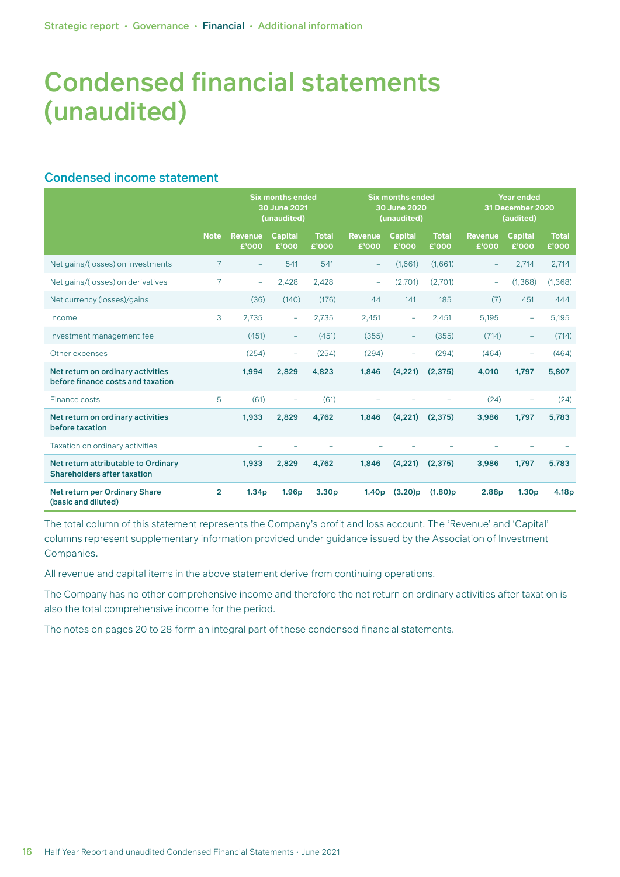# Condensed financial statements (unaudited)

## Condensed income statement

| | Note | Six months ended 30 June 2021 (unaudited) | | | Six months ended 30 June 2020 (unaudited) | | | Year ended 31 December 2020 (audited) | | |
|---|---|---|---|---|---|---|---|---|---|---|
| | | Revenue £'000 | Capital £'000 | Total £'000 | Revenue £'000 | Capital £'000 | Total £'000 | Revenue £'000 | Capital £'000 | Total £'000 |
| Net gains/(losses) on investments | 7 | – | 541 | 541 | – | (1,661) | (1,661) | – | 2,714 | 2,714 |
| Net gains/(losses) on derivatives | 7 | – | 2,428 | 2,428 | – | (2,701) | (2,701) | – | (1,368) | (1,368) |
| Net currency (losses)/gains | | (36) | (140) | (176) | 44 | 141 | 185 | (7) | 451 | 444 |
| Income | 3 | 2,735 | – | 2,735 | 2,451 | – | 2,451 | 5,195 | – | 5,195 |
| Investment management fee | | (451) | – | (451) | (355) | – | (355) | (714) | – | (714) |
| Other expenses | | (254) | – | (254) | (294) | – | (294) | (464) | – | (464) |
| **Net return on ordinary activities before finance costs and taxation** | | **1,994** | **2,829** | **4,823** | **1,846** | **(4,221)** | **(2,375)** | **4,010** | **1,797** | **5,807** |
| Finance costs | 5 | (61) | – | (61) | – | – | – | (24) | – | (24) |
| **Net return on ordinary activities before taxation** | | **1,933** | **2,829** | **4,762** | **1,846** | **(4,221)** | **(2,375)** | **3,986** | **1,797** | **5,783** |
| Taxation on ordinary activities | | – | – | – | – | – | – | – | – | – |
| **Net return attributable to Ordinary Shareholders after taxation** | | **1,933** | **2,829** | **4,762** | **1,846** | **(4,221)** | **(2,375)** | **3,986** | **1,797** | **5,783** |
| **Net return per Ordinary Share (basic and diluted)** | **2** | **1.34p** | **1.96p** | **3.30p** | **1.40p** | **(3.20)p** | **(1.80)p** | **2.88p** | **1.30p** | **4.18p** |

The total column of this statement represents the Company's profit and loss account. The 'Revenue' and 'Capital' columns represent supplementary information provided under guidance issued by the Association of Investment Companies.

All revenue and capital items in the above statement derive from continuing operations.

The Company has no other comprehensive income and therefore the net return on ordinary activities after taxation is also the total comprehensive income for the period.

The notes on pages 20 to 28 form an integral part of these condensed financial statements.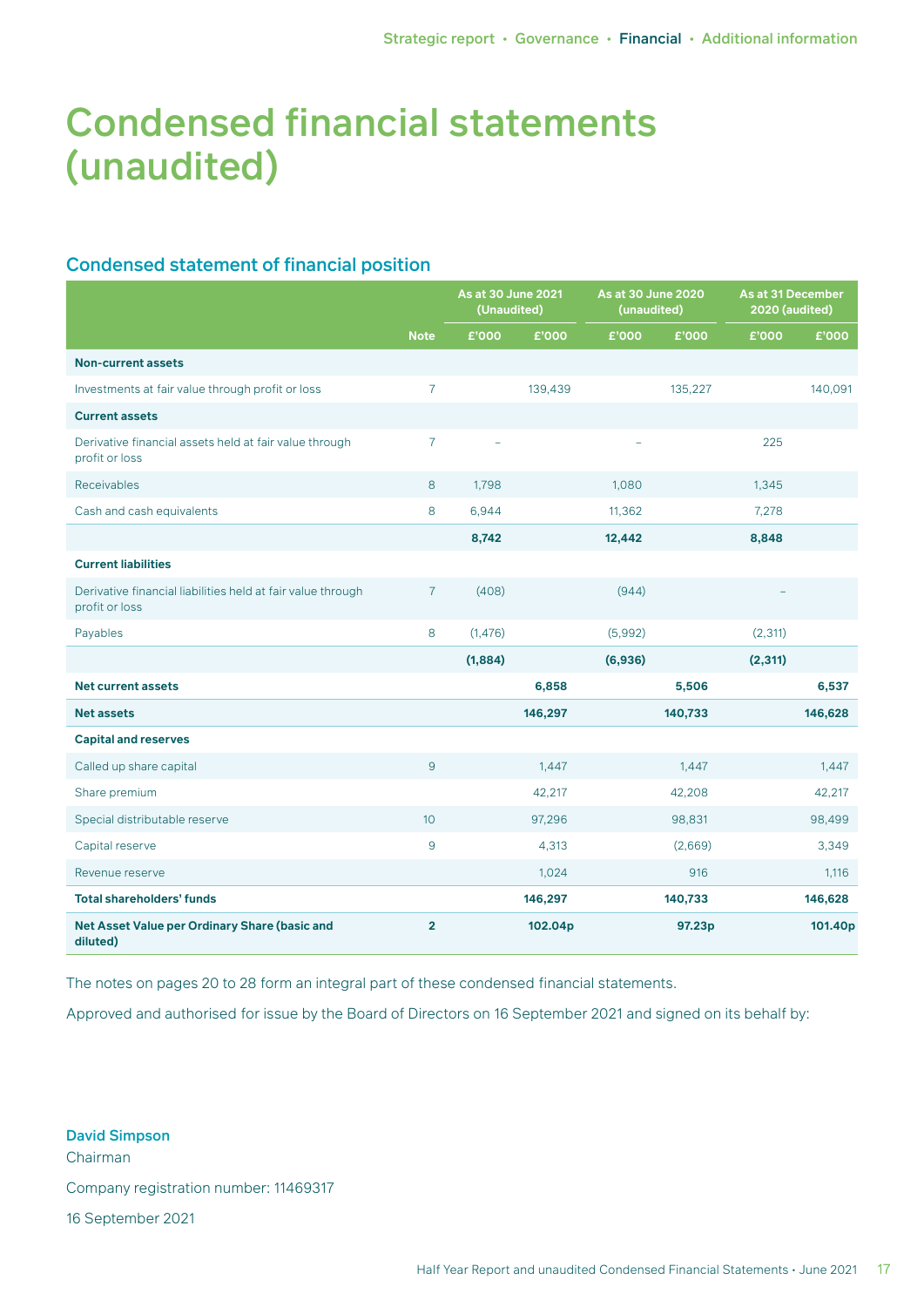# Condensed financial statements (unaudited)

## Condensed statement of financial position

| | Note | As at 30 June 2021 (Unaudited) | | As at 30 June 2020 (unaudited) | | As at 31 December 2020 (audited) | |
|---|---|---|---|---|---|---|---|
| | | £'000 | £'000 | £'000 | £'000 | £'000 | £'000 |
| **Non-current assets** | | | | | | | |
| Investments at fair value through profit or loss | 7 | | 139,439 | | 135,227 | | 140,091 |
| **Current assets** | | | | | | | |
| Derivative financial assets held at fair value through profit or loss | 7 | – | | – | | 225 | |
| Receivables | 8 | 1,798 | | 1,080 | | 1,345 | |
| Cash and cash equivalents | 8 | 6,944 | | 11,362 | | 7,278 | |
| | | **8,742** | | **12,442** | | **8,848** | |
| **Current liabilities** | | | | | | | |
| Derivative financial liabilities held at fair value through profit or loss | 7 | (408) | | (944) | | – | |
| Payables | 8 | (1,476) | | (5,992) | | (2,311) | |
| | | **(1,884)** | | **(6,936)** | | **(2,311)** | |
| **Net current assets** | | | **6,858** | | **5,506** | | **6,537** |
| **Net assets** | | | **146,297** | | **140,733** | | **146,628** |
| **Capital and reserves** | | | | | | | |
| Called up share capital | 9 | | 1,447 | | 1,447 | | 1,447 |
| Share premium | | | 42,217 | | 42,208 | | 42,217 |
| Special distributable reserve | 10 | | 97,296 | | 98,831 | | 98,499 |
| Capital reserve | 9 | | 4,313 | | (2,669) | | 3,349 |
| Revenue reserve | | | 1,024 | | 916 | | 1,116 |
| **Total shareholders' funds** | | | **146,297** | | **140,733** | | **146,628** |
| **Net Asset Value per Ordinary Share (basic and diluted)** | **2** | | **102.04p** | | **97.23p** | | **101.40p** |

The notes on pages 20 to 28 form an integral part of these condensed financial statements.

Approved and authorised for issue by the Board of Directors on 16 September 2021 and signed on its behalf by:

**David Simpson**
Chairman

Company registration number: 11469317

16 September 2021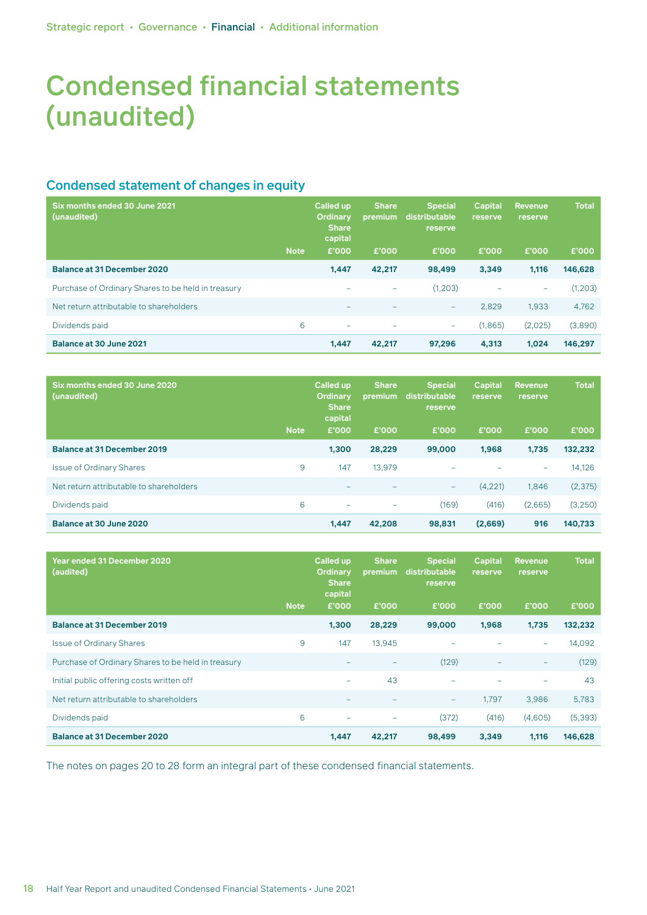# Condensed financial statements (unaudited)

## Condensed statement of changes in equity

| Six months ended 30 June 2021 (unaudited) | Note | Called up Ordinary Share capital £'000 | Share premium £'000 | Special distributable reserve £'000 | Capital reserve £'000 | Revenue reserve £'000 | Total £'000 |
|---|---|---|---|---|---|---|---|
| **Balance at 31 December 2020** | | **1,447** | **42,217** | **98,499** | **3,349** | **1,116** | **146,628** |
| Purchase of Ordinary Shares to be held in treasury | | – | – | (1,203) | – | – | (1,203) |
| Net return attributable to shareholders | | – | – | – | 2,829 | 1,933 | 4,762 |
| Dividends paid | 6 | – | – | – | (1,865) | (2,025) | (3,890) |
| **Balance at 30 June 2021** | | **1,447** | **42,217** | **97,296** | **4,313** | **1,024** | **146,297** |

| Six months ended 30 June 2020 (unaudited) | Note | Called up Ordinary Share capital £'000 | Share premium £'000 | Special distributable reserve £'000 | Capital reserve £'000 | Revenue reserve £'000 | Total £'000 |
|---|---|---|---|---|---|---|---|
| **Balance at 31 December 2019** | | **1,300** | **28,229** | **99,000** | **1,968** | **1,735** | **132,232** |
| Issue of Ordinary Shares | 9 | 147 | 13,979 | – | – | – | 14,126 |
| Net return attributable to shareholders | | – | – | – | (4,221) | 1,846 | (2,375) |
| Dividends paid | 6 | – | – | (169) | (416) | (2,665) | (3,250) |
| **Balance at 30 June 2020** | | **1,447** | **42,208** | **98,831** | **(2,669)** | **916** | **140,733** |

| Year ended 31 December 2020 (audited) | Note | Called up Ordinary Share capital £'000 | Share premium £'000 | Special distributable reserve £'000 | Capital reserve £'000 | Revenue reserve £'000 | Total £'000 |
|---|---|---|---|---|---|---|---|
| **Balance at 31 December 2019** | | **1,300** | **28,229** | **99,000** | **1,968** | **1,735** | **132,232** |
| Issue of Ordinary Shares | 9 | 147 | 13,945 | – | – | – | 14,092 |
| Purchase of Ordinary Shares to be held in treasury | | – | – | (129) | – | – | (129) |
| Initial public offering costs written off | | – | 43 | – | – | – | 43 |
| Net return attributable to shareholders | | – | – | – | 1,797 | 3,986 | 5,783 |
| Dividends paid | 6 | – | – | (372) | (416) | (4,605) | (5,393) |
| **Balance at 31 December 2020** | | **1,447** | **42,217** | **98,499** | **3,349** | **1,116** | **146,628** |

The notes on pages 20 to 28 form an integral part of these condensed financial statements.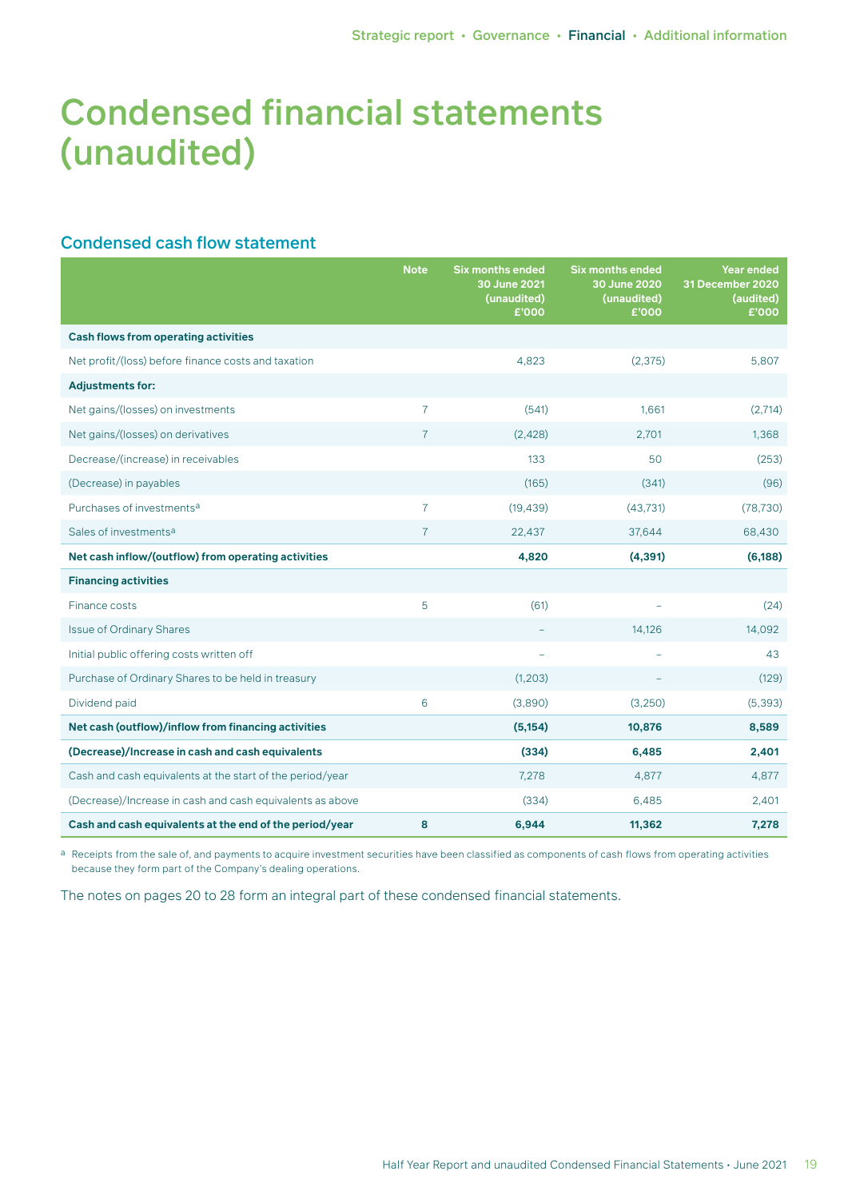# Condensed financial statements (unaudited)

## Condensed cash flow statement

| | Note | Six months ended 30 June 2021 (unaudited) £'000 | Six months ended 30 June 2020 (unaudited) £'000 | Year ended 31 December 2020 (audited) £'000 |
|---|---|---|---|---|
| **Cash flows from operating activities** | | | | |
| Net profit/(loss) before finance costs and taxation | | 4,823 | (2,375) | 5,807 |
| **Adjustments for:** | | | | |
| Net gains/(losses) on investments | 7 | (541) | 1,661 | (2,714) |
| Net gains/(losses) on derivatives | 7 | (2,428) | 2,701 | 1,368 |
| Decrease/(increase) in receivables | | 133 | 50 | (253) |
| (Decrease) in payables | | (165) | (341) | (96) |
| Purchases of investments[a] | 7 | (19,439) | (43,731) | (78,730) |
| Sales of investments[a] | 7 | 22,437 | 37,644 | 68,430 |
| **Net cash inflow/(outflow) from operating activities** | | **4,820** | **(4,391)** | **(6,188)** |
| **Financing activities** | | | | |
| Finance costs | 5 | (61) | – | (24) |
| Issue of Ordinary Shares | | – | 14,126 | 14,092 |
| Initial public offering costs written off | | – | – | 43 |
| Purchase of Ordinary Shares to be held in treasury | | (1,203) | – | (129) |
| Dividend paid | 6 | (3,890) | (3,250) | (5,393) |
| **Net cash (outflow)/inflow from financing activities** | | **(5,154)** | **10,876** | **8,589** |
| **(Decrease)/Increase in cash and cash equivalents** | | **(334)** | **6,485** | **2,401** |
| Cash and cash equivalents at the start of the period/year | | 7,278 | 4,877 | 4,877 |
| (Decrease)/Increase in cash and cash equivalents as above | | (334) | 6,485 | 2,401 |
| **Cash and cash equivalents at the end of the period/year** | **8** | **6,944** | **11,362** | **7,278** |

[a] Receipts from the sale of, and payments to acquire investment securities have been classified as components of cash flows from operating activities because they form part of the Company's dealing operations.

The notes on pages 20 to 28 form an integral part of these condensed financial statements.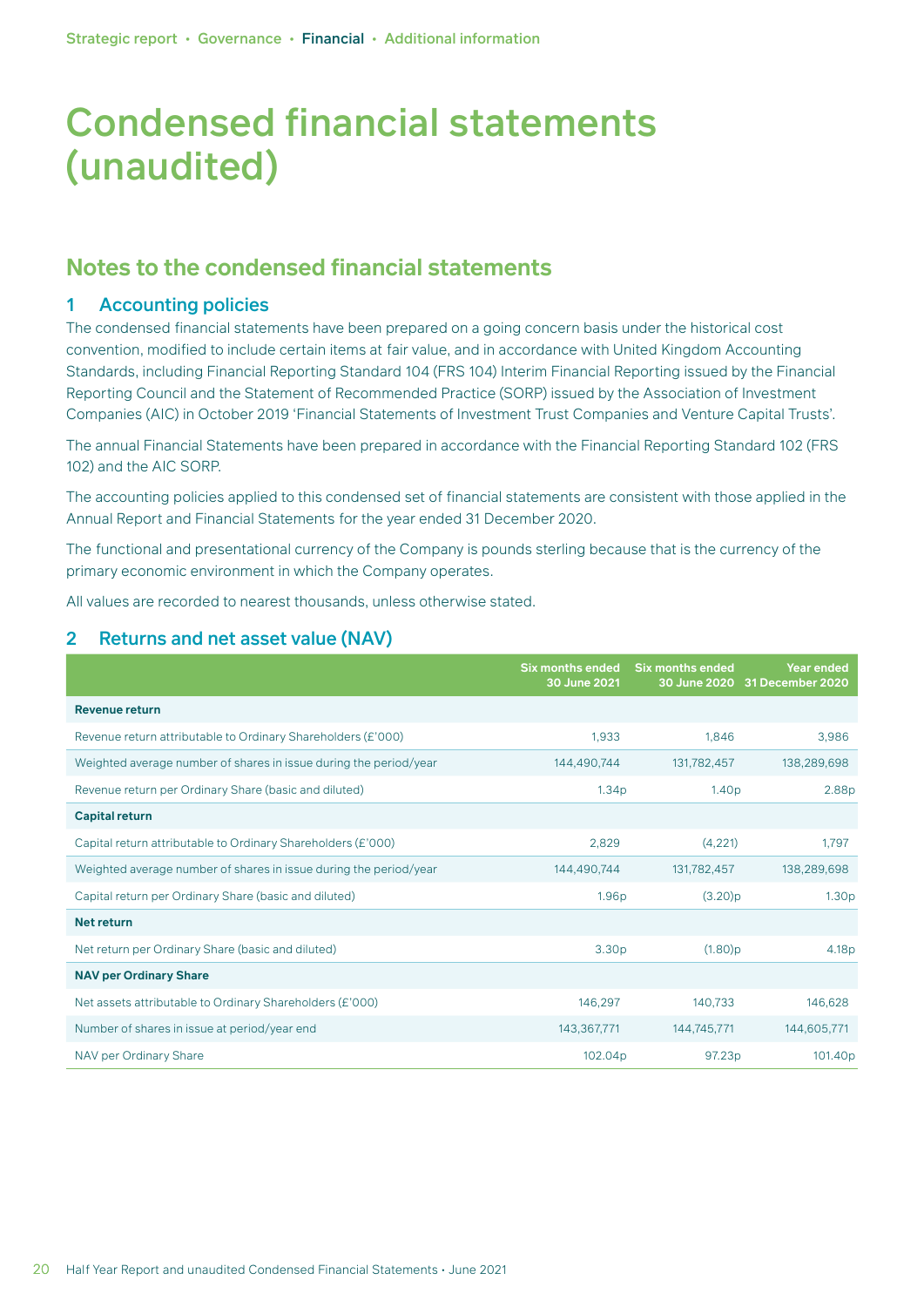# Condensed financial statements (unaudited)

## Notes to the condensed financial statements

### 1 Accounting policies

The condensed financial statements have been prepared on a going concern basis under the historical cost convention, modified to include certain items at fair value, and in accordance with United Kingdom Accounting Standards, including Financial Reporting Standard 104 (FRS 104) Interim Financial Reporting issued by the Financial Reporting Council and the Statement of Recommended Practice (SORP) issued by the Association of Investment Companies (AIC) in October 2019 'Financial Statements of Investment Trust Companies and Venture Capital Trusts'.

The annual Financial Statements have been prepared in accordance with the Financial Reporting Standard 102 (FRS 102) and the AIC SORP.

The accounting policies applied to this condensed set of financial statements are consistent with those applied in the Annual Report and Financial Statements for the year ended 31 December 2020.

The functional and presentational currency of the Company is pounds sterling because that is the currency of the primary economic environment in which the Company operates.

All values are recorded to nearest thousands, unless otherwise stated.

### 2 Returns and net asset value (NAV)

| | Six months ended 30 June 2021 | Six months ended 30 June 2020 | Year ended 31 December 2020 |
|---|---|---|---|
| **Revenue return** | | | |
| Revenue return attributable to Ordinary Shareholders (£'000) | 1,933 | 1,846 | 3,986 |
| Weighted average number of shares in issue during the period/year | 144,490,744 | 131,782,457 | 138,289,698 |
| Revenue return per Ordinary Share (basic and diluted) | 1.34p | 1.40p | 2.88p |
| **Capital return** | | | |
| Capital return attributable to Ordinary Shareholders (£'000) | 2,829 | (4,221) | 1,797 |
| Weighted average number of shares in issue during the period/year | 144,490,744 | 131,782,457 | 138,289,698 |
| Capital return per Ordinary Share (basic and diluted) | 1.96p | (3.20)p | 1.30p |
| **Net return** | | | |
| Net return per Ordinary Share (basic and diluted) | 3.30p | (1.80)p | 4.18p |
| **NAV per Ordinary Share** | | | |
| Net assets attributable to Ordinary Shareholders (£'000) | 146,297 | 140,733 | 146,628 |
| Number of shares in issue at period/year end | 143,367,771 | 144,745,771 | 144,605,771 |
| NAV per Ordinary Share | 102.04p | 97.23p | 101.40p |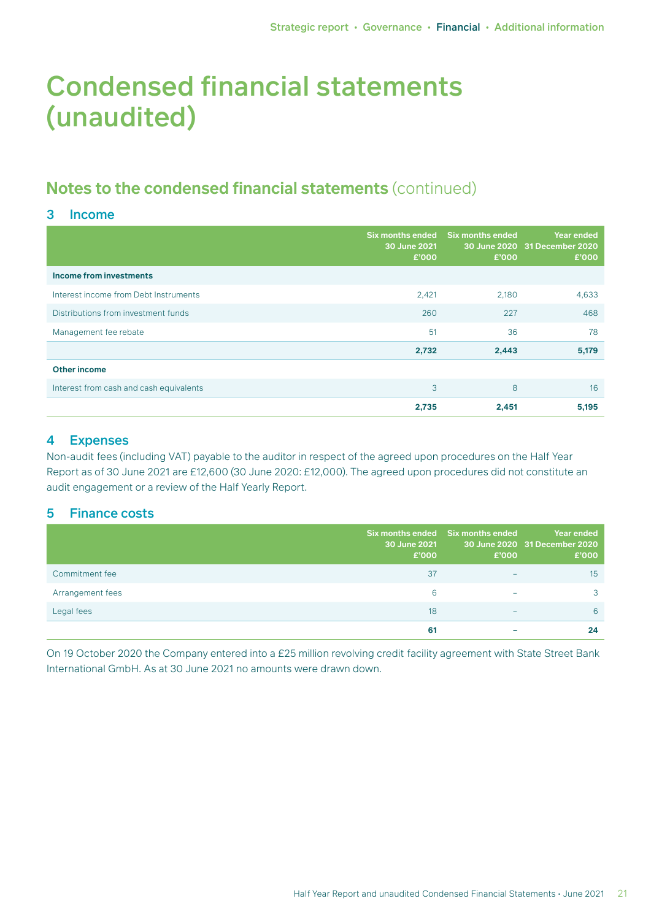# Condensed financial statements (unaudited)

## Notes to the condensed financial statements (continued)

### 3 Income

| | Six months ended 30 June 2021 £'000 | Six months ended 30 June 2020 £'000 | Year ended 31 December 2020 £'000 |
|---|---|---|---|
| **Income from investments** | | | |
| Interest income from Debt Instruments | 2,421 | 2,180 | 4,633 |
| Distributions from investment funds | 260 | 227 | 468 |
| Management fee rebate | 51 | 36 | 78 |
| | **2,732** | **2,443** | **5,179** |
| **Other income** | | | |
| Interest from cash and cash equivalents | 3 | 8 | 16 |
| | **2,735** | **2,451** | **5,195** |

### 4 Expenses

Non-audit fees (including VAT) payable to the auditor in respect of the agreed upon procedures on the Half Year Report as of 30 June 2021 are £12,600 (30 June 2020: £12,000). The agreed upon procedures did not constitute an audit engagement or a review of the Half Yearly Report.

### 5 Finance costs

| | Six months ended 30 June 2021 £'000 | Six months ended 30 June 2020 £'000 | Year ended 31 December 2020 £'000 |
|---|---|---|---|
| Commitment fee | 37 | – | 15 |
| Arrangement fees | 6 | – | 3 |
| Legal fees | 18 | – | 6 |
| | **61** | **–** | **24** |

On 19 October 2020 the Company entered into a £25 million revolving credit facility agreement with State Street Bank International GmbH. As at 30 June 2021 no amounts were drawn down.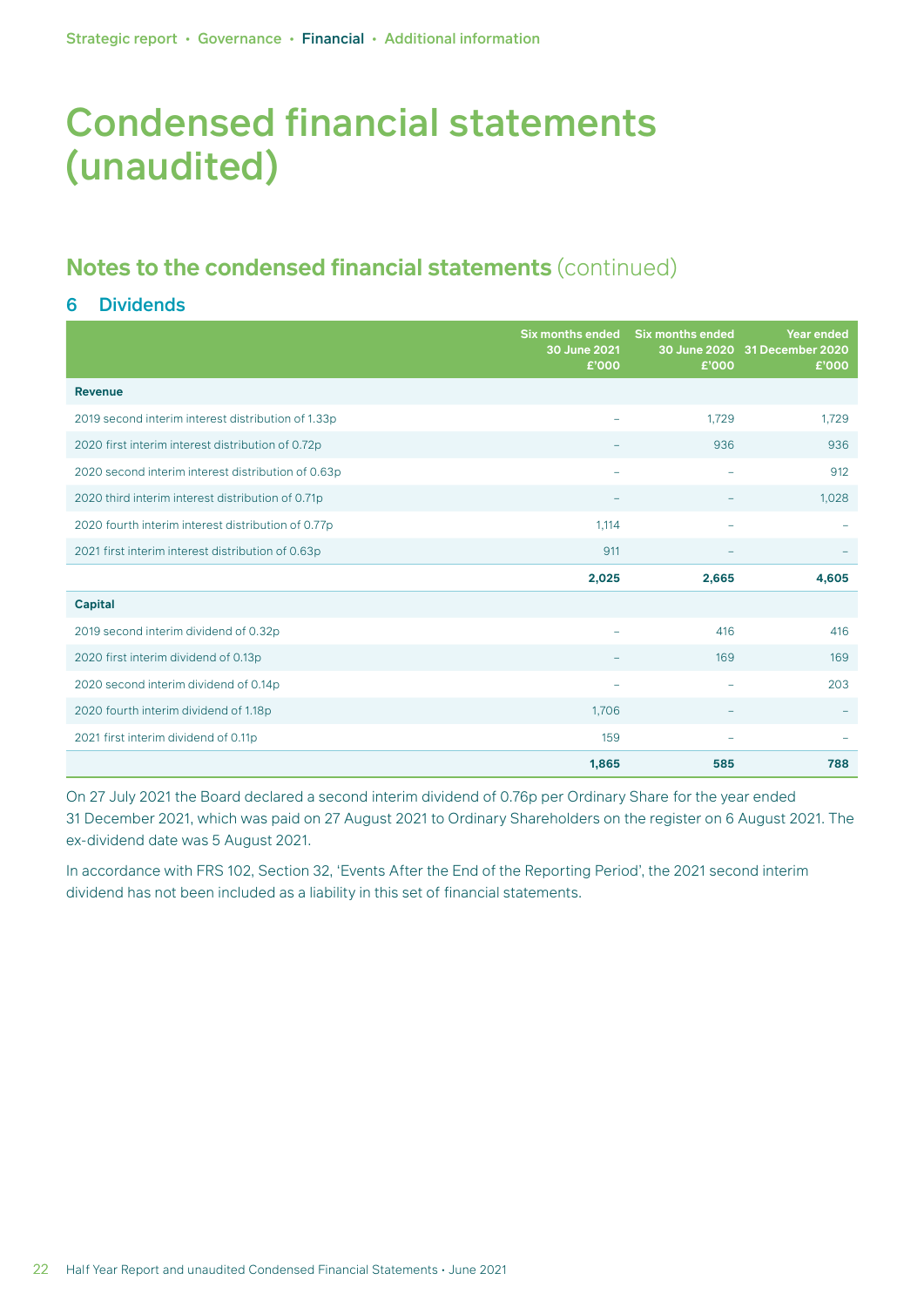# Condensed financial statements (unaudited)

## Notes to the condensed financial statements (continued)

### 6 Dividends

| | Six months ended 30 June 2021 £'000 | Six months ended 30 June 2020 £'000 | Year ended 31 December 2020 £'000 |
|---|---|---|---|
| **Revenue** | | | |
| 2019 second interim interest distribution of 1.33p | – | 1,729 | 1,729 |
| 2020 first interim interest distribution of 0.72p | – | 936 | 936 |
| 2020 second interim interest distribution of 0.63p | – | – | 912 |
| 2020 third interim interest distribution of 0.71p | – | – | 1,028 |
| 2020 fourth interim interest distribution of 0.77p | 1,114 | – | – |
| 2021 first interim interest distribution of 0.63p | 911 | – | – |
| | **2,025** | **2,665** | **4,605** |
| **Capital** | | | |
| 2019 second interim dividend of 0.32p | – | 416 | 416 |
| 2020 first interim dividend of 0.13p | – | 169 | 169 |
| 2020 second interim dividend of 0.14p | – | – | 203 |
| 2020 fourth interim dividend of 1.18p | 1,706 | – | – |
| 2021 first interim dividend of 0.11p | 159 | – | – |
| | **1,865** | **585** | **788** |

On 27 July 2021 the Board declared a second interim dividend of 0.76p per Ordinary Share for the year ended 31 December 2021, which was paid on 27 August 2021 to Ordinary Shareholders on the register on 6 August 2021. The ex-dividend date was 5 August 2021.

In accordance with FRS 102, Section 32, 'Events After the End of the Reporting Period', the 2021 second interim dividend has not been included as a liability in this set of financial statements.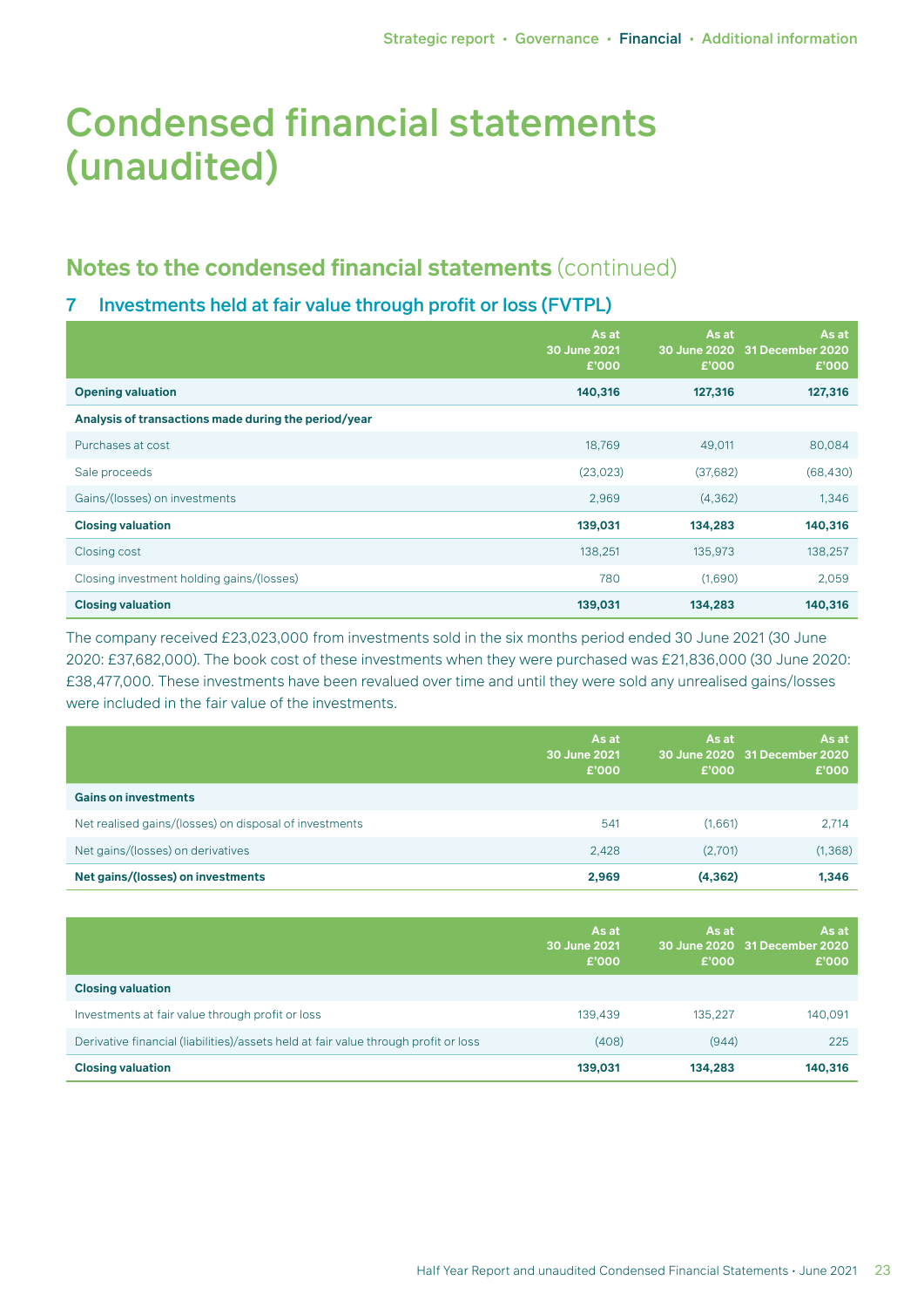# Condensed financial statements (unaudited)

## Notes to the condensed financial statements (continued)

### 7 Investments held at fair value through profit or loss (FVTPL)

| | As at 30 June 2021 £'000 | As at 30 June 2020 £'000 | As at 31 December 2020 £'000 |
|---|---|---|---|
| **Opening valuation** | **140,316** | **127,316** | **127,316** |
| **Analysis of transactions made during the period/year** | | | |
| Purchases at cost | 18,769 | 49,011 | 80,084 |
| Sale proceeds | (23,023) | (37,682) | (68,430) |
| Gains/(losses) on investments | 2,969 | (4,362) | 1,346 |
| **Closing valuation** | **139,031** | **134,283** | **140,316** |
| Closing cost | 138,251 | 135,973 | 138,257 |
| Closing investment holding gains/(losses) | 780 | (1,690) | 2,059 |
| **Closing valuation** | **139,031** | **134,283** | **140,316** |

The company received £23,023,000 from investments sold in the six months period ended 30 June 2021 (30 June 2020: £37,682,000). The book cost of these investments when they were purchased was £21,836,000 (30 June 2020: £38,477,000. These investments have been revalued over time and until they were sold any unrealised gains/losses were included in the fair value of the investments.

| | As at 30 June 2021 £'000 | As at 30 June 2020 £'000 | As at 31 December 2020 £'000 |
|---|---|---|---|
| **Gains on investments** | | | |
| Net realised gains/(losses) on disposal of investments | 541 | (1,661) | 2,714 |
| Net gains/(losses) on derivatives | 2,428 | (2,701) | (1,368) |
| **Net gains/(losses) on investments** | **2,969** | **(4,362)** | **1,346** |

| | As at 30 June 2021 £'000 | As at 30 June 2020 £'000 | As at 31 December 2020 £'000 |
|---|---|---|---|
| **Closing valuation** | | | |
| Investments at fair value through profit or loss | 139,439 | 135,227 | 140,091 |
| Derivative financial (liabilities)/assets held at fair value through profit or loss | (408) | (944) | 225 |
| **Closing valuation** | **139,031** | **134,283** | **140,316** |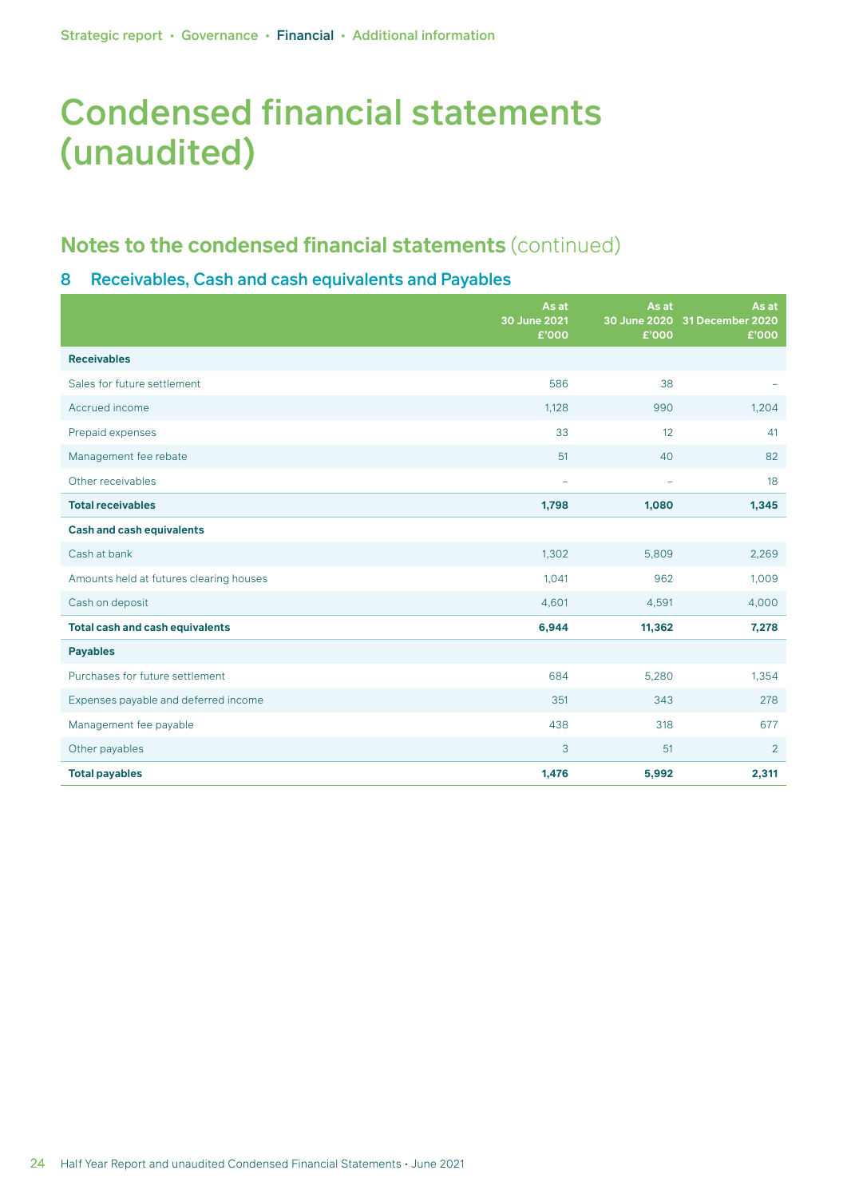# Condensed financial statements (unaudited)

## Notes to the condensed financial statements (continued)

### 8 Receivables, Cash and cash equivalents and Payables

| | As at 30 June 2021 £'000 | As at 30 June 2020 £'000 | As at 31 December 2020 £'000 |
|---|---|---|---|
| **Receivables** | | | |
| Sales for future settlement | 586 | 38 | – |
| Accrued income | 1,128 | 990 | 1,204 |
| Prepaid expenses | 33 | 12 | 41 |
| Management fee rebate | 51 | 40 | 82 |
| Other receivables | – | – | 18 |
| **Total receivables** | **1,798** | **1,080** | **1,345** |
| **Cash and cash equivalents** | | | |
| Cash at bank | 1,302 | 5,809 | 2,269 |
| Amounts held at futures clearing houses | 1,041 | 962 | 1,009 |
| Cash on deposit | 4,601 | 4,591 | 4,000 |
| **Total cash and cash equivalents** | **6,944** | **11,362** | **7,278** |
| **Payables** | | | |
| Purchases for future settlement | 684 | 5,280 | 1,354 |
| Expenses payable and deferred income | 351 | 343 | 278 |
| Management fee payable | 438 | 318 | 677 |
| Other payables | 3 | 51 | 2 |
| **Total payables** | **1,476** | **5,992** | **2,311** |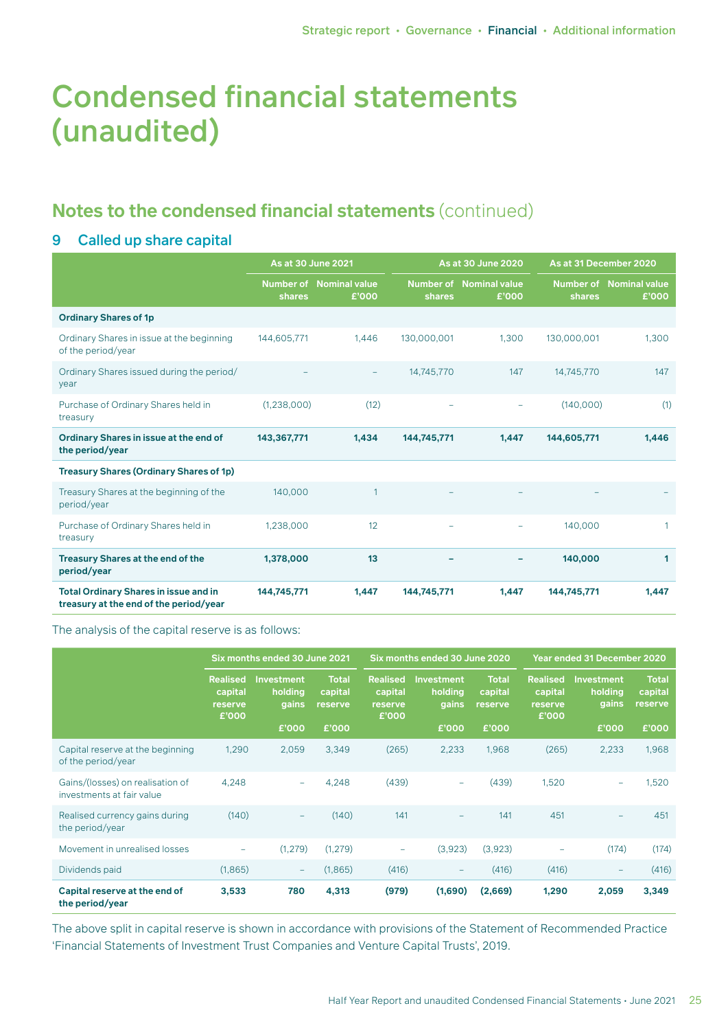# Condensed financial statements (unaudited)

## Notes to the condensed financial statements (continued)

### 9 Called up share capital

| | As at 30 June 2021 | | As at 30 June 2020 | | As at 31 December 2020 | |
|---|---|---|---|---|---|---|
| | Number of shares | Nominal value £'000 | Number of shares | Nominal value £'000 | Number of shares | Nominal value £'000 |
| **Ordinary Shares of 1p** | | | | | | |
| Ordinary Shares in issue at the beginning of the period/year | 144,605,771 | 1,446 | 130,000,001 | 1,300 | 130,000,001 | 1,300 |
| Ordinary Shares issued during the period/year | – | – | 14,745,770 | 147 | 14,745,770 | 147 |
| Purchase of Ordinary Shares held in treasury | (1,238,000) | (12) | – | – | (140,000) | (1) |
| **Ordinary Shares in issue at the end of the period/year** | **143,367,771** | **1,434** | **144,745,771** | **1,447** | **144,605,771** | **1,446** |
| **Treasury Shares (Ordinary Shares of 1p)** | | | | | | |
| Treasury Shares at the beginning of the period/year | 140,000 | 1 | – | – | – | – |
| Purchase of Ordinary Shares held in treasury | 1,238,000 | 12 | – | – | 140,000 | 1 |
| **Treasury Shares at the end of the period/year** | **1,378,000** | **13** | **–** | **–** | **140,000** | **1** |
| **Total Ordinary Shares in issue and in treasury at the end of the period/year** | **144,745,771** | **1,447** | **144,745,771** | **1,447** | **144,745,771** | **1,447** |

The analysis of the capital reserve is as follows:

| | Six months ended 30 June 2021 | | | Six months ended 30 June 2020 | | | Year ended 31 December 2020 | | |
|---|---|---|---|---|---|---|---|---|---|
| | Realised capital reserve £'000 | Investment holding gains £'000 | Total capital reserve £'000 | Realised capital reserve £'000 | Investment holding gains £'000 | Total capital reserve £'000 | Realised capital reserve £'000 | Investment holding gains £'000 | Total capital reserve £'000 |
| Capital reserve at the beginning of the period/year | 1,290 | 2,059 | 3,349 | (265) | 2,233 | 1,968 | (265) | 2,233 | 1,968 |
| Gains/(losses) on realisation of investments at fair value | 4,248 | – | 4,248 | (439) | – | (439) | 1,520 | – | 1,520 |
| Realised currency gains during the period/year | (140) | – | (140) | 141 | – | 141 | 451 | – | 451 |
| Movement in unrealised losses | – | (1,279) | (1,279) | – | (3,923) | (3,923) | – | (174) | (174) |
| Dividends paid | (1,865) | – | (1,865) | (416) | – | (416) | (416) | – | (416) |
| **Capital reserve at the end of the period/year** | **3,533** | **780** | **4,313** | **(979)** | **(1,690)** | **(2,669)** | **1,290** | **2,059** | **3,349** |

The above split in capital reserve is shown in accordance with provisions of the Statement of Recommended Practice 'Financial Statements of Investment Trust Companies and Venture Capital Trusts', 2019.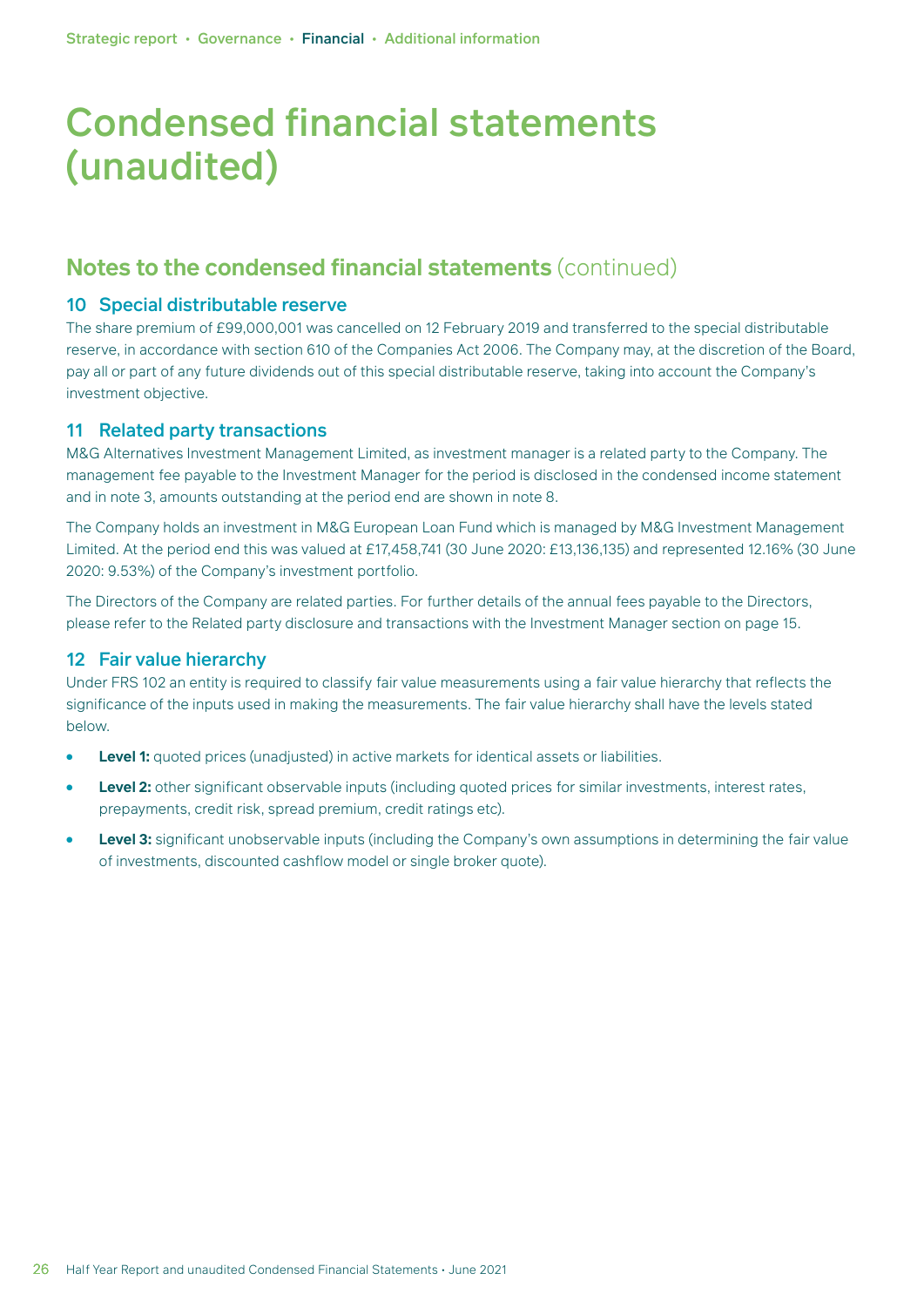# Condensed financial statements (unaudited)

## Notes to the condensed financial statements (continued)

### 10 Special distributable reserve

The share premium of £99,000,001 was cancelled on 12 February 2019 and transferred to the special distributable reserve, in accordance with section 610 of the Companies Act 2006. The Company may, at the discretion of the Board, pay all or part of any future dividends out of this special distributable reserve, taking into account the Company's investment objective.

### 11 Related party transactions

M&G Alternatives Investment Management Limited, as investment manager is a related party to the Company. The management fee payable to the Investment Manager for the period is disclosed in the condensed income statement and in note 3, amounts outstanding at the period end are shown in note 8.

The Company holds an investment in M&G European Loan Fund which is managed by M&G Investment Management Limited. At the period end this was valued at £17,458,741 (30 June 2020: £13,136,135) and represented 12.16% (30 June 2020: 9.53%) of the Company's investment portfolio.

The Directors of the Company are related parties. For further details of the annual fees payable to the Directors, please refer to the Related party disclosure and transactions with the Investment Manager section on page 15.

### 12 Fair value hierarchy

Under FRS 102 an entity is required to classify fair value measurements using a fair value hierarchy that reflects the significance of the inputs used in making the measurements. The fair value hierarchy shall have the levels stated below.

- **Level 1:** quoted prices (unadjusted) in active markets for identical assets or liabilities.
- **Level 2:** other significant observable inputs (including quoted prices for similar investments, interest rates, prepayments, credit risk, spread premium, credit ratings etc).
- **Level 3:** significant unobservable inputs (including the Company's own assumptions in determining the fair value of investments, discounted cashflow model or single broker quote).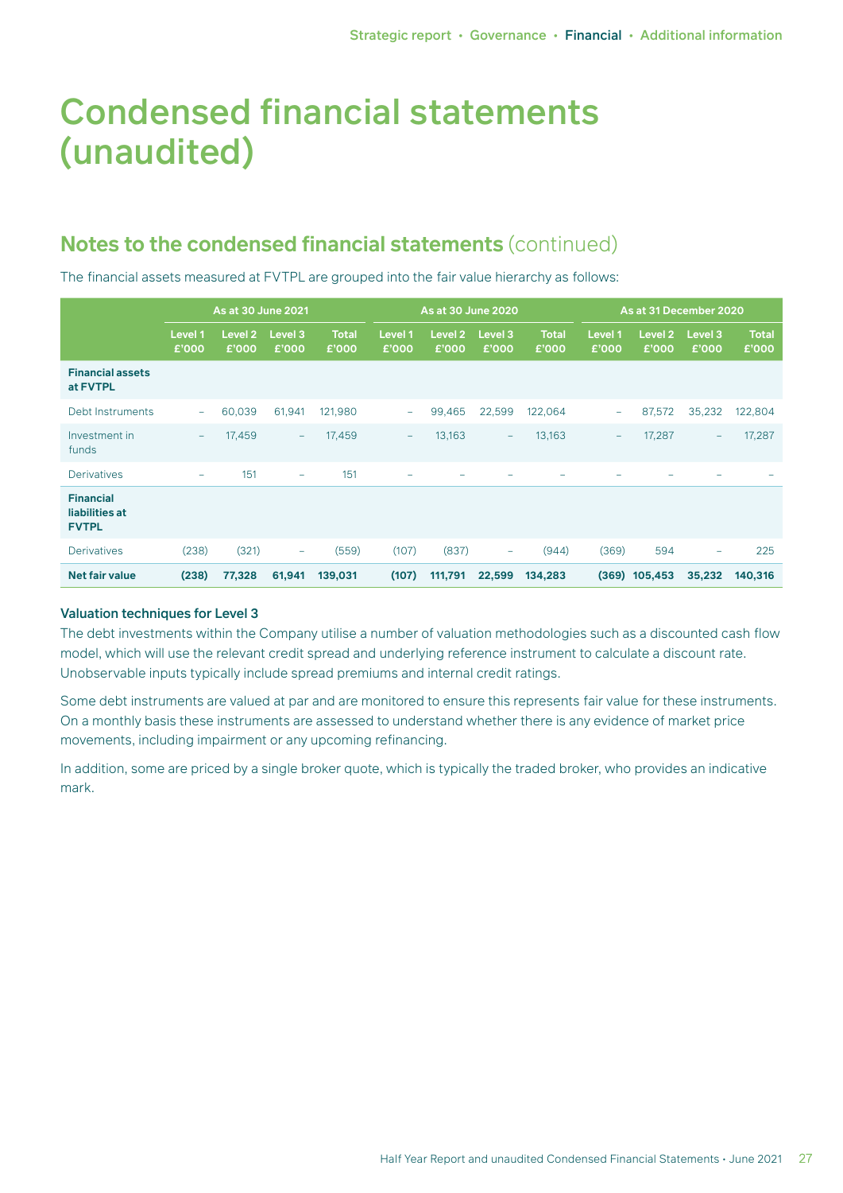# Condensed financial statements (unaudited)

## Notes to the condensed financial statements (continued)

The financial assets measured at FVTPL are grouped into the fair value hierarchy as follows:

| | As at 30 June 2021 | | | | As at 30 June 2020 | | | | As at 31 December 2020 | | | |
|---|---|---|---|---|---|---|---|---|---|---|---|---|
| | Level 1 £'000 | Level 2 £'000 | Level 3 £'000 | Total £'000 | Level 1 £'000 | Level 2 £'000 | Level 3 £'000 | Total £'000 | Level 1 £'000 | Level 2 £'000 | Level 3 £'000 | Total £'000 |
| **Financial assets at FVTPL** | | | | | | | | | | | | |
| Debt Instruments | – | 60,039 | 61,941 | 121,980 | – | 99,465 | 22,599 | 122,064 | – | 87,572 | 35,232 | 122,804 |
| Investment in funds | – | 17,459 | – | 17,459 | – | 13,163 | – | 13,163 | – | 17,287 | – | 17,287 |
| Derivatives | – | 151 | – | 151 | – | – | – | – | – | – | – | – |
| **Financial liabilities at FVTPL** | | | | | | | | | | | | |
| Derivatives | (238) | (321) | – | (559) | (107) | (837) | – | (944) | (369) | 594 | – | 225 |
| **Net fair value** | **(238)** | **77,328** | **61,941** | **139,031** | **(107)** | **111,791** | **22,599** | **134,283** | **(369)** | **105,453** | **35,232** | **140,316** |

### Valuation techniques for Level 3

The debt investments within the Company utilise a number of valuation methodologies such as a discounted cash flow model, which will use the relevant credit spread and underlying reference instrument to calculate a discount rate. Unobservable inputs typically include spread premiums and internal credit ratings.

Some debt instruments are valued at par and are monitored to ensure this represents fair value for these instruments. On a monthly basis these instruments are assessed to understand whether there is any evidence of market price movements, including impairment or any upcoming refinancing.

In addition, some are priced by a single broker quote, which is typically the traded broker, who provides an indicative mark.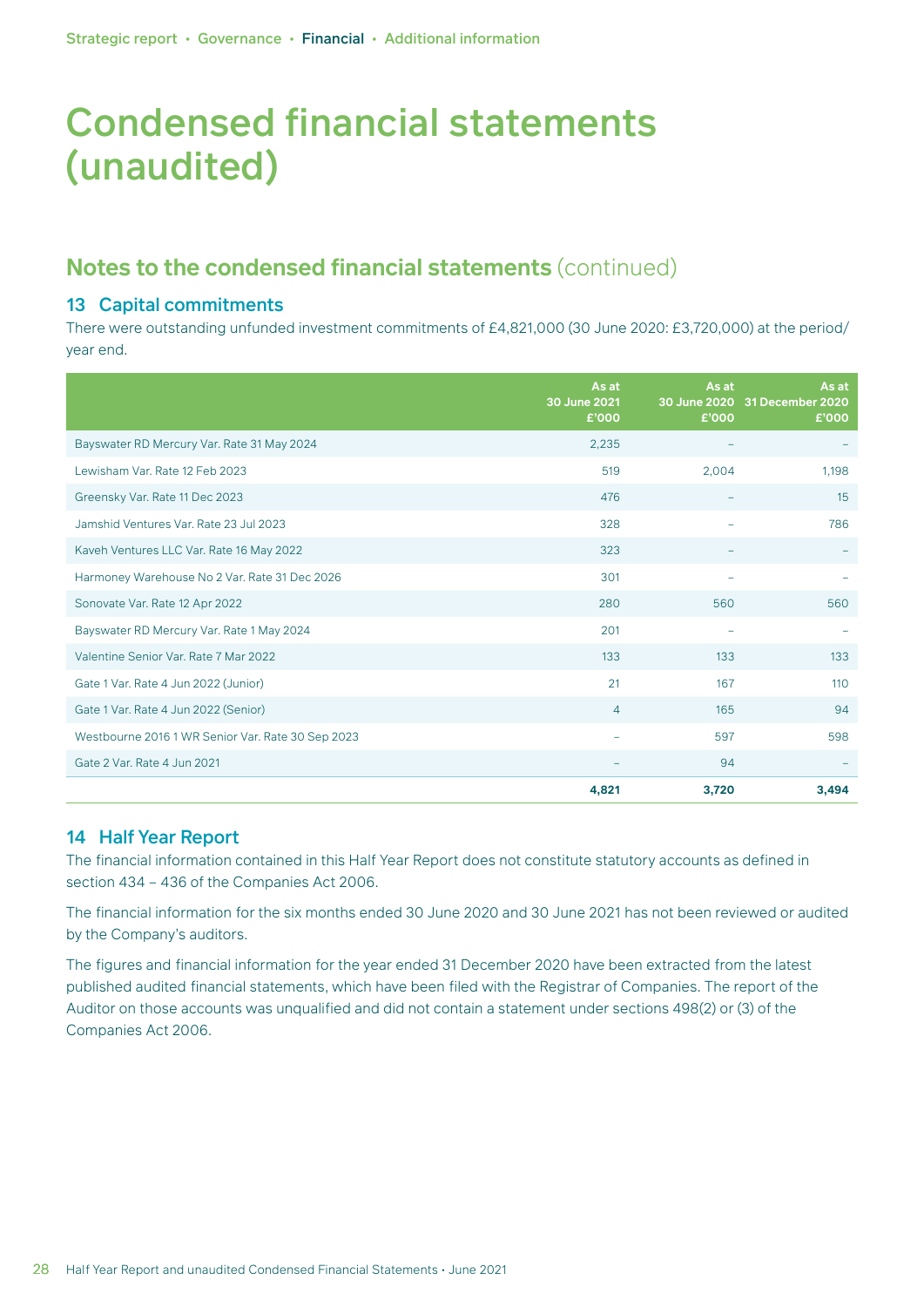# Condensed financial statements (unaudited)

## Notes to the condensed financial statements (continued)

### 13 Capital commitments

There were outstanding unfunded investment commitments of £4,821,000 (30 June 2020: £3,720,000) at the period/year end.

| | As at 30 June 2021 £'000 | As at 30 June 2020 £'000 | As at 31 December 2020 £'000 |
|---|---|---|---|
| Bayswater RD Mercury Var. Rate 31 May 2024 | 2,235 | – | – |
| Lewisham Var. Rate 12 Feb 2023 | 519 | 2,004 | 1,198 |
| Greensky Var. Rate 11 Dec 2023 | 476 | – | 15 |
| Jamshid Ventures Var. Rate 23 Jul 2023 | 328 | – | 786 |
| Kaveh Ventures LLC Var. Rate 16 May 2022 | 323 | – | – |
| Harmoney Warehouse No 2 Var. Rate 31 Dec 2026 | 301 | – | – |
| Sonovate Var. Rate 12 Apr 2022 | 280 | 560 | 560 |
| Bayswater RD Mercury Var. Rate 1 May 2024 | 201 | – | – |
| Valentine Senior Var. Rate 7 Mar 2022 | 133 | 133 | 133 |
| Gate 1 Var. Rate 4 Jun 2022 (Junior) | 21 | 167 | 110 |
| Gate 1 Var. Rate 4 Jun 2022 (Senior) | 4 | 165 | 94 |
| Westbourne 2016 1 WR Senior Var. Rate 30 Sep 2023 | – | 597 | 598 |
| Gate 2 Var. Rate 4 Jun 2021 | – | 94 | – |
| | **4,821** | **3,720** | **3,494** |

### 14 Half Year Report

The financial information contained in this Half Year Report does not constitute statutory accounts as defined in section 434 – 436 of the Companies Act 2006.

The financial information for the six months ended 30 June 2020 and 30 June 2021 has not been reviewed or audited by the Company's auditors.

The figures and financial information for the year ended 31 December 2020 have been extracted from the latest published audited financial statements, which have been filed with the Registrar of Companies. The report of the Auditor on those accounts was unqualified and did not contain a statement under sections 498(2) or (3) of the Companies Act 2006.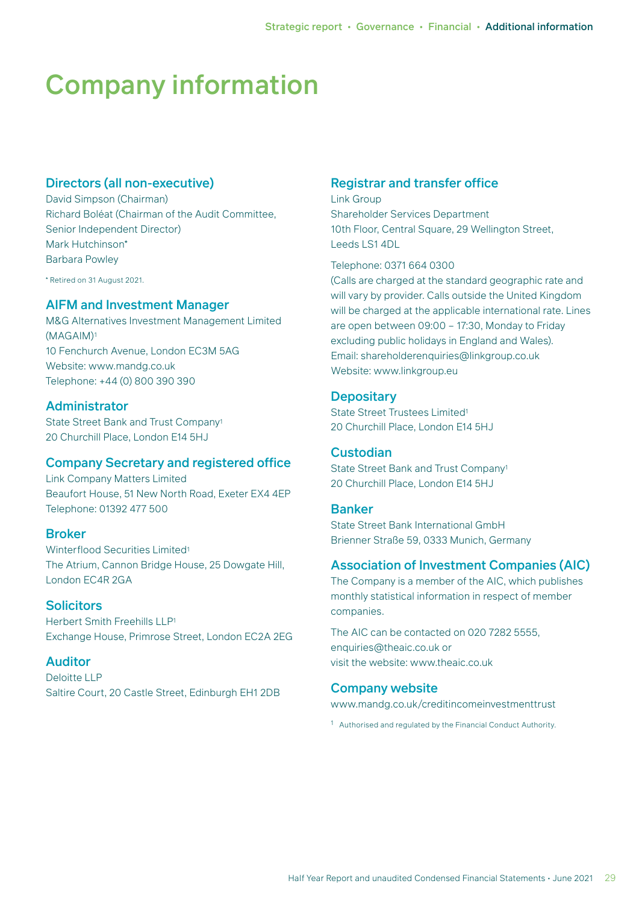# Company information

## Directors (all non-executive)

David Simpson (Chairman)
Richard Boléat (Chairman of the Audit Committee, Senior Independent Director)
Mark Hutchinson*
Barbara Powley

\* Retired on 31 August 2021.

## AIFM and Investment Manager

M&G Alternatives Investment Management Limited (MAGAIM)[1]
10 Fenchurch Avenue, London EC3M 5AG
Website: www.mandg.co.uk
Telephone: +44 (0) 800 390 390

## Administrator

State Street Bank and Trust Company[1]
20 Churchill Place, London E14 5HJ

## Company Secretary and registered office

Link Company Matters Limited
Beaufort House, 51 New North Road, Exeter EX4 4EP
Telephone: 01392 477 500

## Broker

Winterflood Securities Limited[1]
The Atrium, Cannon Bridge House, 25 Dowgate Hill, London EC4R 2GA

## Solicitors

Herbert Smith Freehills LLP[1]
Exchange House, Primrose Street, London EC2A 2EG

## Auditor

Deloitte LLP
Saltire Court, 20 Castle Street, Edinburgh EH1 2DB

## Registrar and transfer office

Link Group
Shareholder Services Department
10th Floor, Central Square, 29 Wellington Street, Leeds LS1 4DL

Telephone: 0371 664 0300
(Calls are charged at the standard geographic rate and will vary by provider. Calls outside the United Kingdom will be charged at the applicable international rate. Lines are open between 09:00 – 17:30, Monday to Friday excluding public holidays in England and Wales).
Email: shareholderenquiries@linkgroup.co.uk
Website: www.linkgroup.eu

## Depositary

State Street Trustees Limited[1]
20 Churchill Place, London E14 5HJ

## Custodian

State Street Bank and Trust Company[1]
20 Churchill Place, London E14 5HJ

## Banker

State Street Bank International GmbH
Brienner Straße 59, 0333 Munich, Germany

## Association of Investment Companies (AIC)

The Company is a member of the AIC, which publishes monthly statistical information in respect of member companies.

The AIC can be contacted on 020 7282 5555, enquiries@theaic.co.uk or visit the website: www.theaic.co.uk

## Company website

www.mandg.co.uk/creditincomeinvestmenttrust

[1] Authorised and regulated by the Financial Conduct Authority.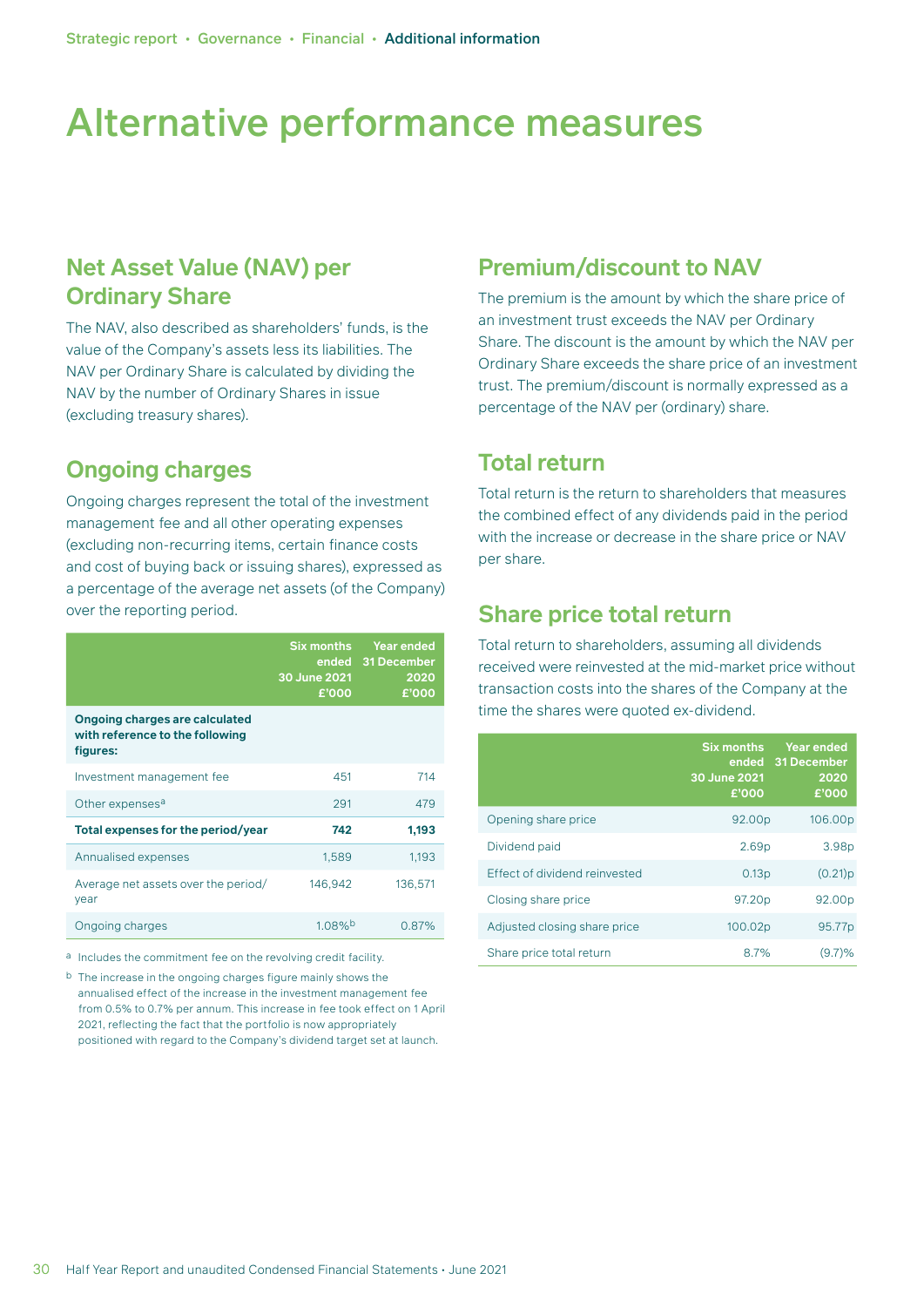# Alternative performance measures

## Net Asset Value (NAV) per Ordinary Share

The NAV, also described as shareholders' funds, is the value of the Company's assets less its liabilities. The NAV per Ordinary Share is calculated by dividing the NAV by the number of Ordinary Shares in issue (excluding treasury shares).

## Ongoing charges

Ongoing charges represent the total of the investment management fee and all other operating expenses (excluding non-recurring items, certain finance costs and cost of buying back or issuing shares), expressed as a percentage of the average net assets (of the Company) over the reporting period.

| | Six months ended 30 June 2021 £'000 | Year ended 31 December 2020 £'000 |
|---|---|---|
| **Ongoing charges are calculated with reference to the following figures:** | | |
| Investment management fee | 451 | 714 |
| Other expenses[a] | 291 | 479 |
| **Total expenses for the period/year** | **742** | **1,193** |
| Annualised expenses | 1,589 | 1,193 |
| Average net assets over the period/year | 146,942 | 136,571 |
| Ongoing charges | 1.08%[b] | 0.87% |

[a] Includes the commitment fee on the revolving credit facility.

[b] The increase in the ongoing charges figure mainly shows the annualised effect of the increase in the investment management fee from 0.5% to 0.7% per annum. This increase in fee took effect on 1 April 2021, reflecting the fact that the portfolio is now appropriately positioned with regard to the Company's dividend target set at launch.

## Premium/discount to NAV

The premium is the amount by which the share price of an investment trust exceeds the NAV per Ordinary Share. The discount is the amount by which the NAV per Ordinary Share exceeds the share price of an investment trust. The premium/discount is normally expressed as a percentage of the NAV per (ordinary) share.

## Total return

Total return is the return to shareholders that measures the combined effect of any dividends paid in the period with the increase or decrease in the share price or NAV per share.

## Share price total return

Total return to shareholders, assuming all dividends received were reinvested at the mid-market price without transaction costs into the shares of the Company at the time the shares were quoted ex-dividend.

| | Six months ended 30 June 2021 £'000 | Year ended 31 December 2020 £'000 |
|---|---|---|
| Opening share price | 92.00p | 106.00p |
| Dividend paid | 2.69p | 3.98p |
| Effect of dividend reinvested | 0.13p | (0.21)p |
| Closing share price | 97.20p | 92.00p |
| Adjusted closing share price | 100.02p | 95.77p |
| Share price total return | 8.7% | (9.7)% |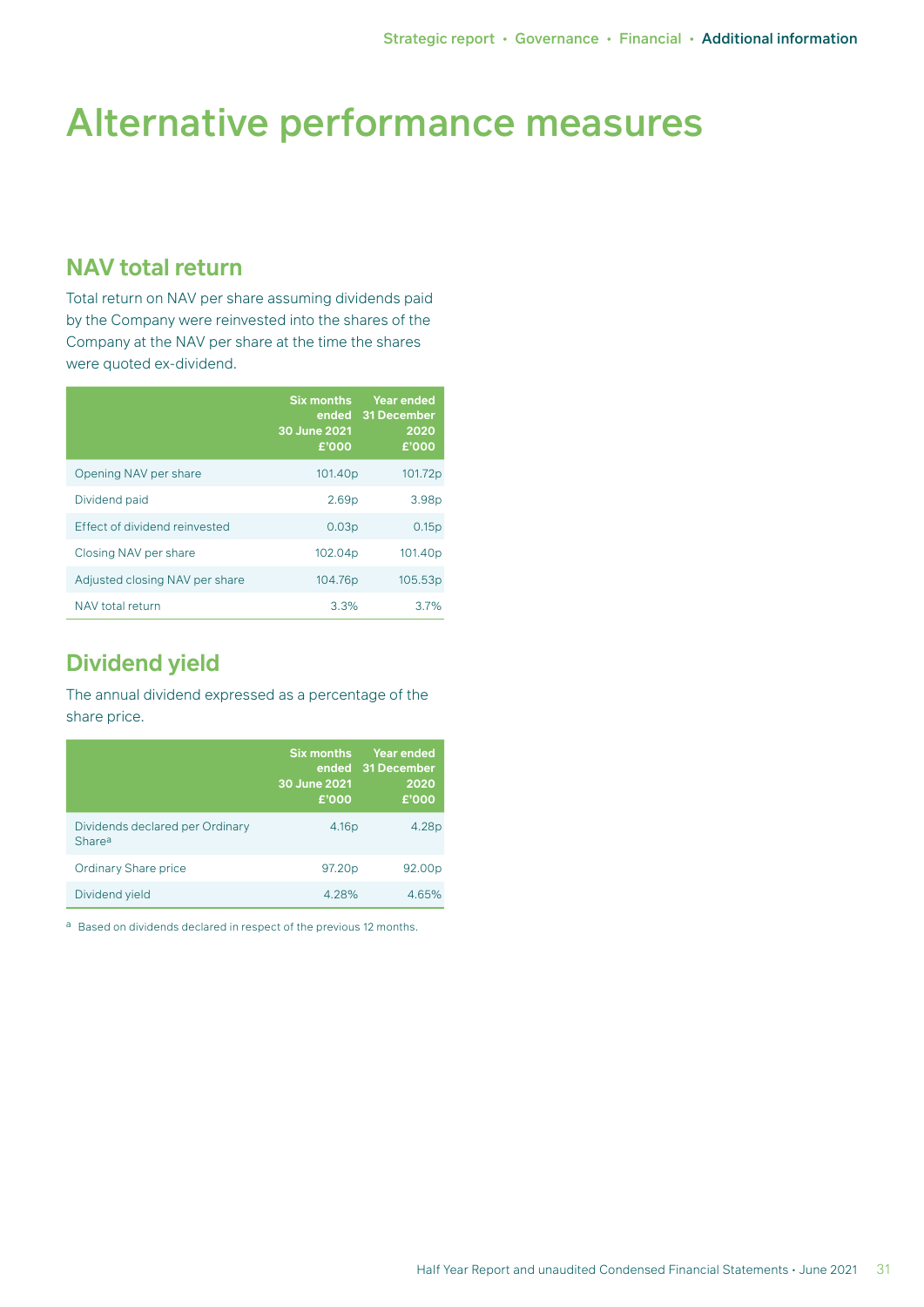# Alternative performance measures

## NAV total return

Total return on NAV per share assuming dividends paid by the Company were reinvested into the shares of the Company at the NAV per share at the time the shares were quoted ex-dividend.

| | Six months ended 30 June 2021 £'000 | Year ended 31 December 2020 £'000 |
|---|---|---|
| Opening NAV per share | 101.40p | 101.72p |
| Dividend paid | 2.69p | 3.98p |
| Effect of dividend reinvested | 0.03p | 0.15p |
| Closing NAV per share | 102.04p | 101.40p |
| Adjusted closing NAV per share | 104.76p | 105.53p |
| NAV total return | 3.3% | 3.7% |

## Dividend yield

The annual dividend expressed as a percentage of the share price.

| | Six months ended 30 June 2021 £'000 | Year ended 31 December 2020 £'000 |
|---|---|---|
| Dividends declared per Ordinary Share[a] | 4.16p | 4.28p |
| Ordinary Share price | 97.20p | 92.00p |
| Dividend yield | 4.28% | 4.65% |

[a] Based on dividends declared in respect of the previous 12 months.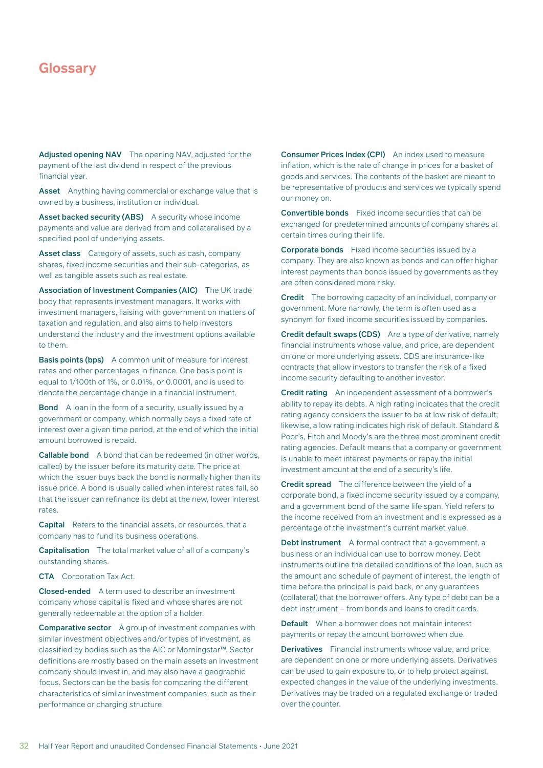# Glossary

**Adjusted opening NAV** The opening NAV, adjusted for the payment of the last dividend in respect of the previous financial year.

**Asset** Anything having commercial or exchange value that is owned by a business, institution or individual.

**Asset backed security (ABS)** A security whose income payments and value are derived from and collateralised by a specified pool of underlying assets.

**Asset class** Category of assets, such as cash, company shares, fixed income securities and their sub-categories, as well as tangible assets such as real estate.

**Association of Investment Companies (AIC)** The UK trade body that represents investment managers. It works with investment managers, liaising with government on matters of taxation and regulation, and also aims to help investors understand the industry and the investment options available to them.

**Basis points (bps)** A common unit of measure for interest rates and other percentages in finance. One basis point is equal to 1/100th of 1%, or 0.01%, or 0.0001, and is used to denote the percentage change in a financial instrument.

**Bond** A loan in the form of a security, usually issued by a government or company, which normally pays a fixed rate of interest over a given time period, at the end of which the initial amount borrowed is repaid.

**Callable bond** A bond that can be redeemed (in other words, called) by the issuer before its maturity date. The price at which the issuer buys back the bond is normally higher than its issue price. A bond is usually called when interest rates fall, so that the issuer can refinance its debt at the new, lower interest rates.

**Capital** Refers to the financial assets, or resources, that a company has to fund its business operations.

**Capitalisation** The total market value of all of a company's outstanding shares.

**CTA** Corporation Tax Act.

**Closed-ended** A term used to describe an investment company whose capital is fixed and whose shares are not generally redeemable at the option of a holder.

**Comparative sector** A group of investment companies with similar investment objectives and/or types of investment, as classified by bodies such as the AIC or Morningstar™. Sector definitions are mostly based on the main assets an investment company should invest in, and may also have a geographic focus. Sectors can be the basis for comparing the different characteristics of similar investment companies, such as their performance or charging structure.

**Consumer Prices Index (CPI)** An index used to measure inflation, which is the rate of change in prices for a basket of goods and services. The contents of the basket are meant to be representative of products and services we typically spend our money on.

**Convertible bonds** Fixed income securities that can be exchanged for predetermined amounts of company shares at certain times during their life.

**Corporate bonds** Fixed income securities issued by a company. They are also known as bonds and can offer higher interest payments than bonds issued by governments as they are often considered more risky.

**Credit** The borrowing capacity of an individual, company or government. More narrowly, the term is often used as a synonym for fixed income securities issued by companies.

**Credit default swaps (CDS)** Are a type of derivative, namely financial instruments whose value, and price, are dependent on one or more underlying assets. CDS are insurance-like contracts that allow investors to transfer the risk of a fixed income security defaulting to another investor.

**Credit rating** An independent assessment of a borrower's ability to repay its debts. A high rating indicates that the credit rating agency considers the issuer to be at low risk of default; likewise, a low rating indicates high risk of default. Standard & Poor's, Fitch and Moody's are the three most prominent credit rating agencies. Default means that a company or government is unable to meet interest payments or repay the initial investment amount at the end of a security's life.

**Credit spread** The difference between the yield of a corporate bond, a fixed income security issued by a company, and a government bond of the same life span. Yield refers to the income received from an investment and is expressed as a percentage of the investment's current market value.

**Debt instrument** A formal contract that a government, a business or an individual can use to borrow money. Debt instruments outline the detailed conditions of the loan, such as the amount and schedule of payment of interest, the length of time before the principal is paid back, or any guarantees (collateral) that the borrower offers. Any type of debt can be a debt instrument – from bonds and loans to credit cards.

**Default** When a borrower does not maintain interest payments or repay the amount borrowed when due.

**Derivatives** Financial instruments whose value, and price, are dependent on one or more underlying assets. Derivatives can be used to gain exposure to, or to help protect against, expected changes in the value of the underlying investments. Derivatives may be traded on a regulated exchange or traded over the counter.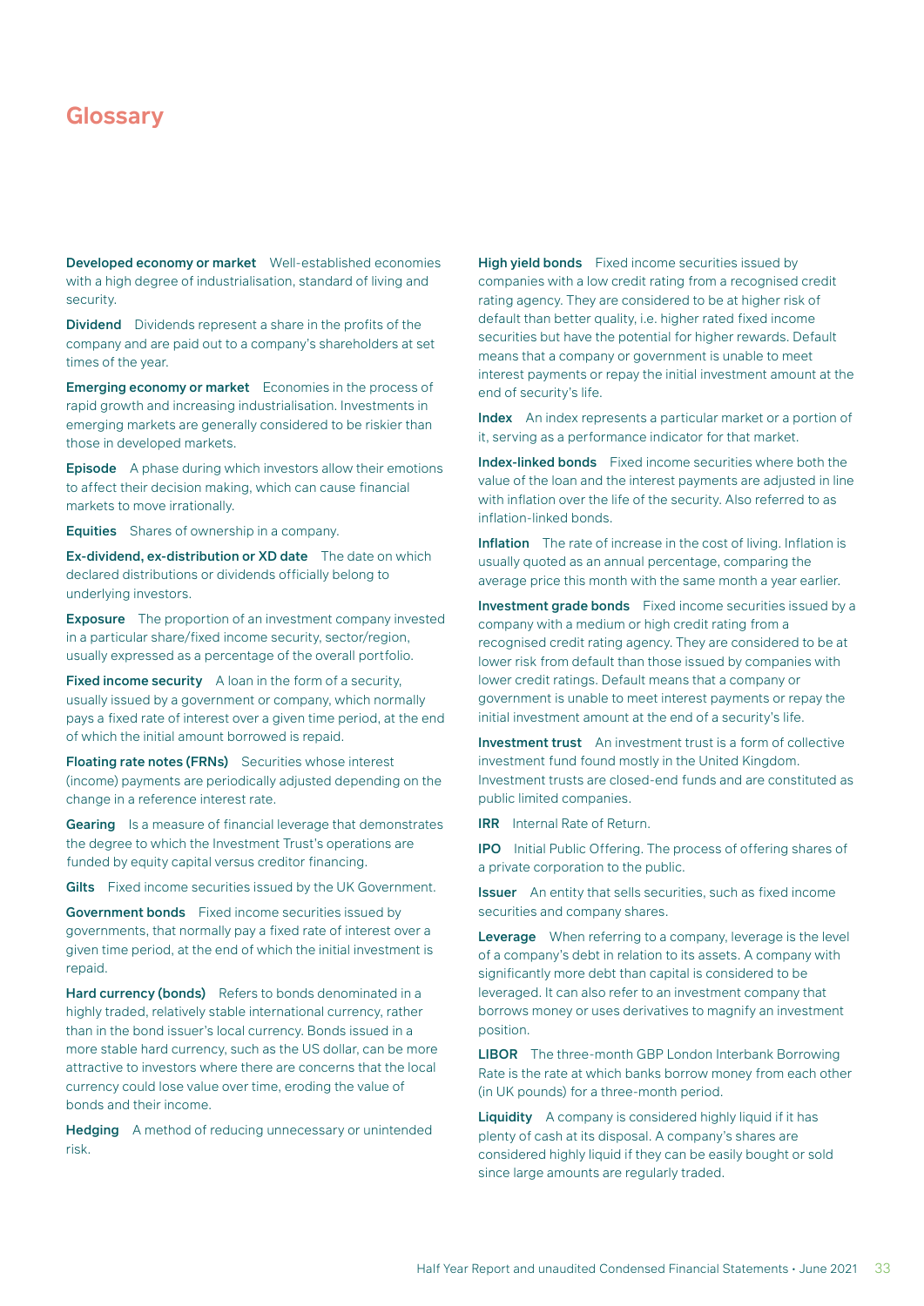# Glossary

**Developed economy or market** Well-established economies with a high degree of industrialisation, standard of living and security.

**Dividend** Dividends represent a share in the profits of the company and are paid out to a company's shareholders at set times of the year.

**Emerging economy or market** Economies in the process of rapid growth and increasing industrialisation. Investments in emerging markets are generally considered to be riskier than those in developed markets.

**Episode** A phase during which investors allow their emotions to affect their decision making, which can cause financial markets to move irrationally.

**Equities** Shares of ownership in a company.

**Ex-dividend, ex-distribution or XD date** The date on which declared distributions or dividends officially belong to underlying investors.

**Exposure** The proportion of an investment company invested in a particular share/fixed income security, sector/region, usually expressed as a percentage of the overall portfolio.

**Fixed income security** A loan in the form of a security, usually issued by a government or company, which normally pays a fixed rate of interest over a given time period, at the end of which the initial amount borrowed is repaid.

**Floating rate notes (FRNs)** Securities whose interest (income) payments are periodically adjusted depending on the change in a reference interest rate.

**Gearing** Is a measure of financial leverage that demonstrates the degree to which the Investment Trust's operations are funded by equity capital versus creditor financing.

**Gilts** Fixed income securities issued by the UK Government.

**Government bonds** Fixed income securities issued by governments, that normally pay a fixed rate of interest over a given time period, at the end of which the initial investment is repaid.

**Hard currency (bonds)** Refers to bonds denominated in a highly traded, relatively stable international currency, rather than in the bond issuer's local currency. Bonds issued in a more stable hard currency, such as the US dollar, can be more attractive to investors where there are concerns that the local currency could lose value over time, eroding the value of bonds and their income.

**Hedging** A method of reducing unnecessary or unintended risk.

**High yield bonds** Fixed income securities issued by companies with a low credit rating from a recognised credit rating agency. They are considered to be at higher risk of default than better quality, i.e. higher rated fixed income securities but have the potential for higher rewards. Default means that a company or government is unable to meet interest payments or repay the initial investment amount at the end of security's life.

**Index** An index represents a particular market or a portion of it, serving as a performance indicator for that market.

**Index-linked bonds** Fixed income securities where both the value of the loan and the interest payments are adjusted in line with inflation over the life of the security. Also referred to as inflation-linked bonds.

**Inflation** The rate of increase in the cost of living. Inflation is usually quoted as an annual percentage, comparing the average price this month with the same month a year earlier.

**Investment grade bonds** Fixed income securities issued by a company with a medium or high credit rating from a recognised credit rating agency. They are considered to be at lower risk from default than those issued by companies with lower credit ratings. Default means that a company or government is unable to meet interest payments or repay the initial investment amount at the end of a security's life.

**Investment trust** An investment trust is a form of collective investment fund found mostly in the United Kingdom. Investment trusts are closed-end funds and are constituted as public limited companies.

**IRR** Internal Rate of Return.

**IPO** Initial Public Offering. The process of offering shares of a private corporation to the public.

**Issuer** An entity that sells securities, such as fixed income securities and company shares.

**Leverage** When referring to a company, leverage is the level of a company's debt in relation to its assets. A company with significantly more debt than capital is considered to be leveraged. It can also refer to an investment company that borrows money or uses derivatives to magnify an investment position.

**LIBOR** The three-month GBP London Interbank Borrowing Rate is the rate at which banks borrow money from each other (in UK pounds) for a three-month period.

**Liquidity** A company is considered highly liquid if it has plenty of cash at its disposal. A company's shares are considered highly liquid if they can be easily bought or sold since large amounts are regularly traded.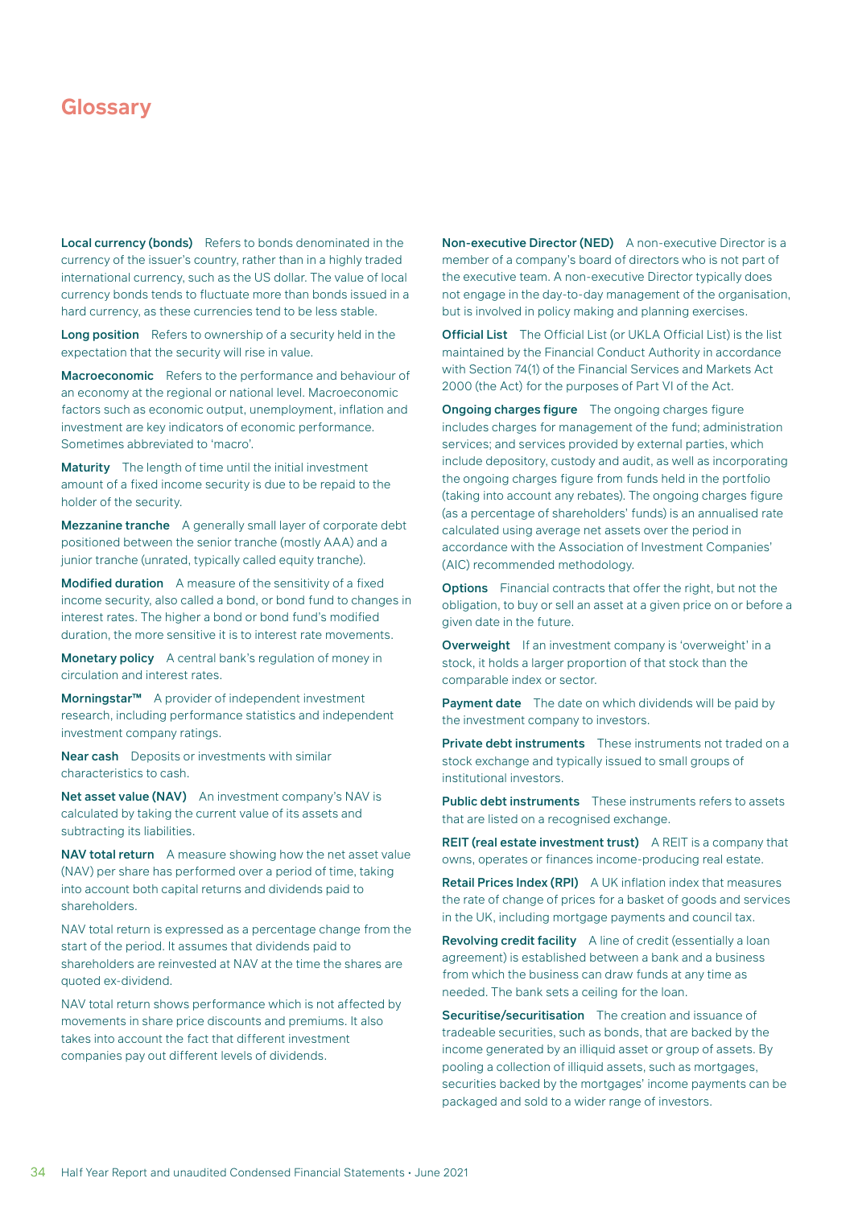# Glossary

**Local currency (bonds)** Refers to bonds denominated in the currency of the issuer's country, rather than in a highly traded international currency, such as the US dollar. The value of local currency bonds tends to fluctuate more than bonds issued in a hard currency, as these currencies tend to be less stable.

**Long position** Refers to ownership of a security held in the expectation that the security will rise in value.

**Macroeconomic** Refers to the performance and behaviour of an economy at the regional or national level. Macroeconomic factors such as economic output, unemployment, inflation and investment are key indicators of economic performance. Sometimes abbreviated to 'macro'.

**Maturity** The length of time until the initial investment amount of a fixed income security is due to be repaid to the holder of the security.

**Mezzanine tranche** A generally small layer of corporate debt positioned between the senior tranche (mostly AAA) and a junior tranche (unrated, typically called equity tranche).

**Modified duration** A measure of the sensitivity of a fixed income security, also called a bond, or bond fund to changes in interest rates. The higher a bond or bond fund's modified duration, the more sensitive it is to interest rate movements.

**Monetary policy** A central bank's regulation of money in circulation and interest rates.

**Morningstar™** A provider of independent investment research, including performance statistics and independent investment company ratings.

**Near cash** Deposits or investments with similar characteristics to cash.

**Net asset value (NAV)** An investment company's NAV is calculated by taking the current value of its assets and subtracting its liabilities.

**NAV total return** A measure showing how the net asset value (NAV) per share has performed over a period of time, taking into account both capital returns and dividends paid to shareholders.

NAV total return is expressed as a percentage change from the start of the period. It assumes that dividends paid to shareholders are reinvested at NAV at the time the shares are quoted ex-dividend.

NAV total return shows performance which is not affected by movements in share price discounts and premiums. It also takes into account the fact that different investment companies pay out different levels of dividends.

**Non-executive Director (NED)** A non-executive Director is a member of a company's board of directors who is not part of the executive team. A non-executive Director typically does not engage in the day-to-day management of the organisation, but is involved in policy making and planning exercises.

**Official List** The Official List (or UKLA Official List) is the list maintained by the Financial Conduct Authority in accordance with Section 74(1) of the Financial Services and Markets Act 2000 (the Act) for the purposes of Part VI of the Act.

**Ongoing charges figure** The ongoing charges figure includes charges for management of the fund; administration services; and services provided by external parties, which include depository, custody and audit, as well as incorporating the ongoing charges figure from funds held in the portfolio (taking into account any rebates). The ongoing charges figure (as a percentage of shareholders' funds) is an annualised rate calculated using average net assets over the period in accordance with the Association of Investment Companies' (AIC) recommended methodology.

**Options** Financial contracts that offer the right, but not the obligation, to buy or sell an asset at a given price on or before a given date in the future.

**Overweight** If an investment company is 'overweight' in a stock, it holds a larger proportion of that stock than the comparable index or sector.

**Payment date** The date on which dividends will be paid by the investment company to investors.

**Private debt instruments** These instruments not traded on a stock exchange and typically issued to small groups of institutional investors.

**Public debt instruments** These instruments refers to assets that are listed on a recognised exchange.

**REIT (real estate investment trust)** A REIT is a company that owns, operates or finances income-producing real estate.

**Retail Prices Index (RPI)** A UK inflation index that measures the rate of change of prices for a basket of goods and services in the UK, including mortgage payments and council tax.

**Revolving credit facility** A line of credit (essentially a loan agreement) is established between a bank and a business from which the business can draw funds at any time as needed. The bank sets a ceiling for the loan.

**Securitise/securitisation** The creation and issuance of tradeable securities, such as bonds, that are backed by the income generated by an illiquid asset or group of assets. By pooling a collection of illiquid assets, such as mortgages, securities backed by the mortgages' income payments can be packaged and sold to a wider range of investors.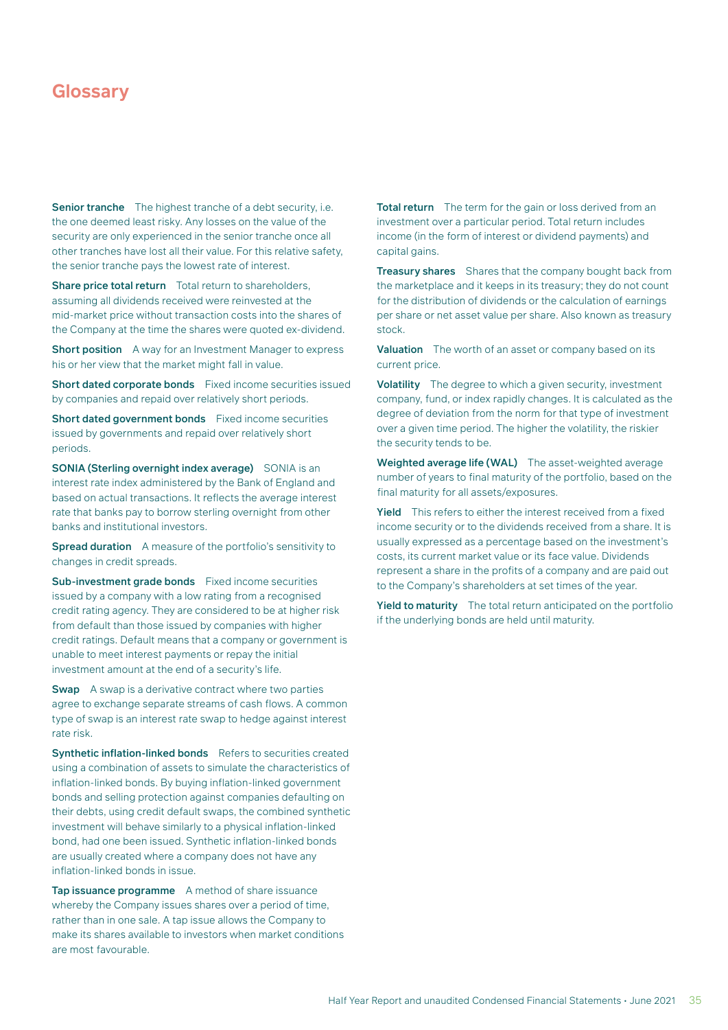# Glossary

**Senior tranche** The highest tranche of a debt security, i.e. the one deemed least risky. Any losses on the value of the security are only experienced in the senior tranche once all other tranches have lost all their value. For this relative safety, the senior tranche pays the lowest rate of interest.

**Share price total return** Total return to shareholders, assuming all dividends received were reinvested at the mid-market price without transaction costs into the shares of the Company at the time the shares were quoted ex-dividend.

**Short position** A way for an Investment Manager to express his or her view that the market might fall in value.

**Short dated corporate bonds** Fixed income securities issued by companies and repaid over relatively short periods.

**Short dated government bonds** Fixed income securities issued by governments and repaid over relatively short periods.

**SONIA (Sterling overnight index average)** SONIA is an interest rate index administered by the Bank of England and based on actual transactions. It reflects the average interest rate that banks pay to borrow sterling overnight from other banks and institutional investors.

**Spread duration** A measure of the portfolio's sensitivity to changes in credit spreads.

**Sub-investment grade bonds** Fixed income securities issued by a company with a low rating from a recognised credit rating agency. They are considered to be at higher risk from default than those issued by companies with higher credit ratings. Default means that a company or government is unable to meet interest payments or repay the initial investment amount at the end of a security's life.

**Swap** A swap is a derivative contract where two parties agree to exchange separate streams of cash flows. A common type of swap is an interest rate swap to hedge against interest rate risk.

**Synthetic inflation-linked bonds** Refers to securities created using a combination of assets to simulate the characteristics of inflation-linked bonds. By buying inflation-linked government bonds and selling protection against companies defaulting on their debts, using credit default swaps, the combined synthetic investment will behave similarly to a physical inflation-linked bond, had one been issued. Synthetic inflation-linked bonds are usually created where a company does not have any inflation-linked bonds in issue.

**Tap issuance programme** A method of share issuance whereby the Company issues shares over a period of time, rather than in one sale. A tap issue allows the Company to make its shares available to investors when market conditions are most favourable.

**Total return** The term for the gain or loss derived from an investment over a particular period. Total return includes income (in the form of interest or dividend payments) and capital gains.

**Treasury shares** Shares that the company bought back from the marketplace and it keeps in its treasury; they do not count for the distribution of dividends or the calculation of earnings per share or net asset value per share. Also known as treasury stock.

**Valuation** The worth of an asset or company based on its current price.

**Volatility** The degree to which a given security, investment company, fund, or index rapidly changes. It is calculated as the degree of deviation from the norm for that type of investment over a given time period. The higher the volatility, the riskier the security tends to be.

**Weighted average life (WAL)** The asset-weighted average number of years to final maturity of the portfolio, based on the final maturity for all assets/exposures.

**Yield** This refers to either the interest received from a fixed income security or to the dividends received from a share. It is usually expressed as a percentage based on the investment's costs, its current market value or its face value. Dividends represent a share in the profits of a company and are paid out to the Company's shareholders at set times of the year.

**Yield to maturity** The total return anticipated on the portfolio if the underlying bonds are held until maturity.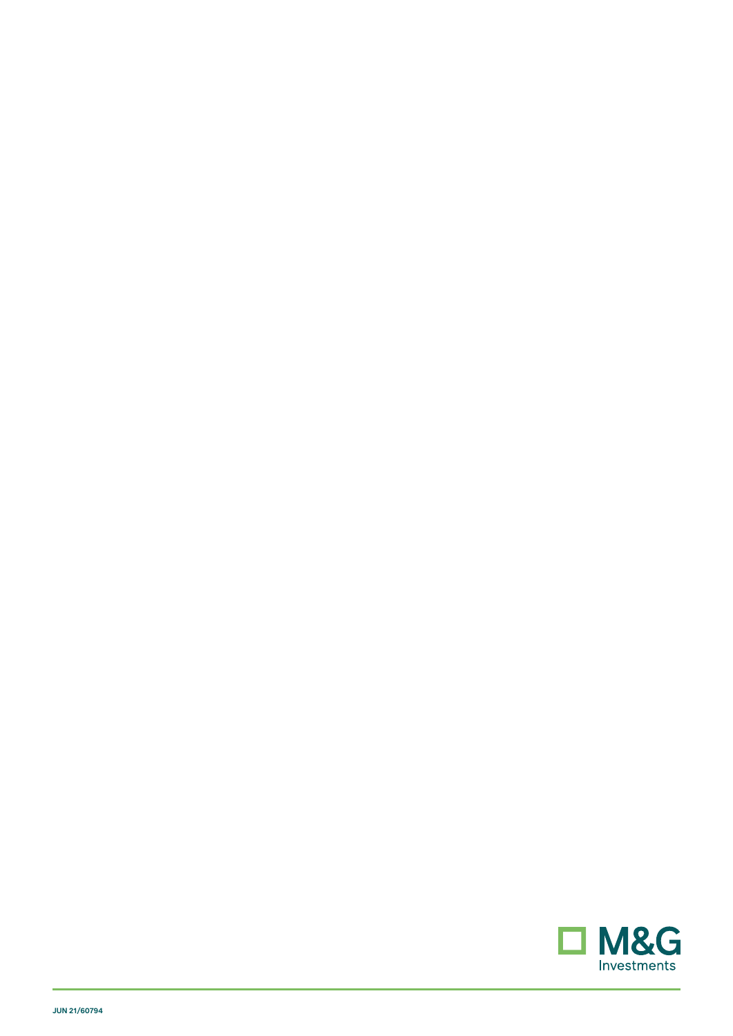M&G Investments

JUN 21/60794